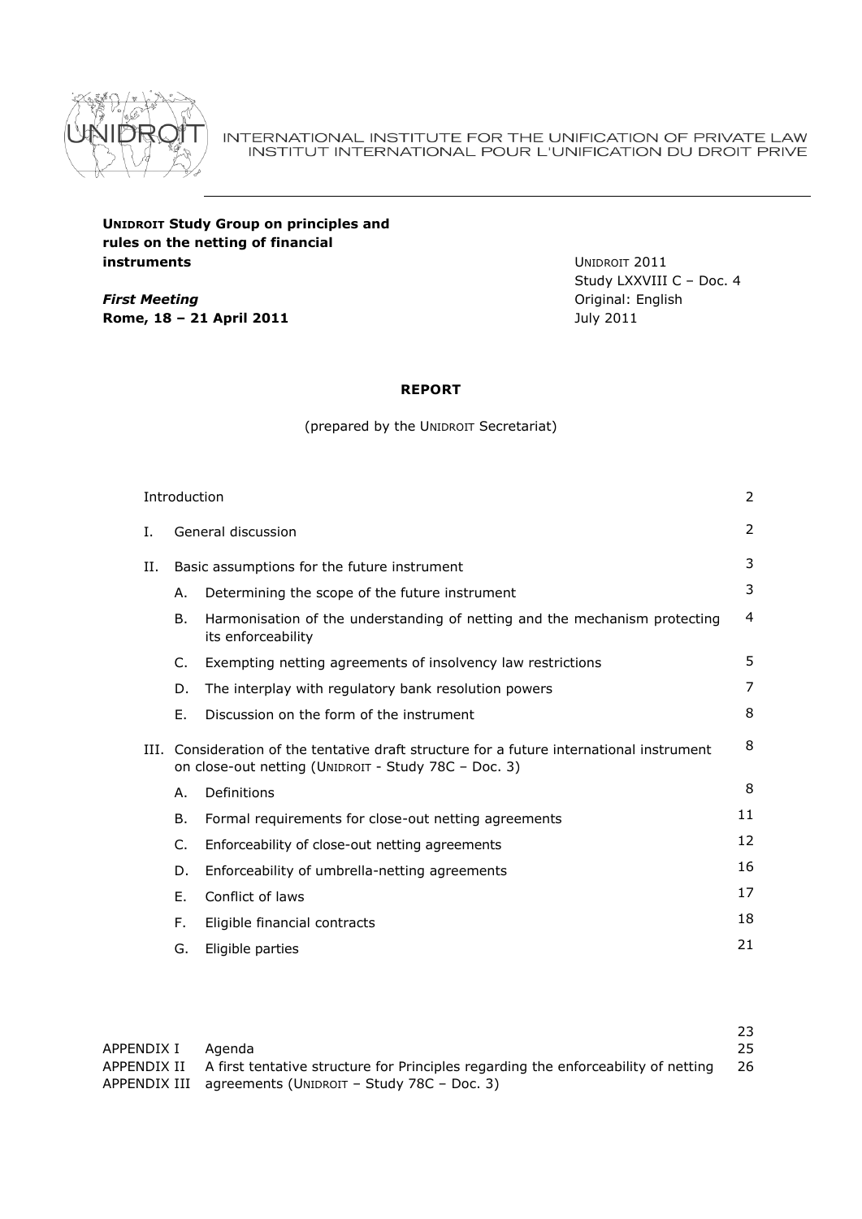INTERNATIONAL INSTITUTE FOR THE UNIFICATION OF PRIVATE LAW
INSTITUT INTERNATIONAL POUR L'UNIFICATION DU DROIT PRIVE

**UNIDROIT Study Group on principles and rules on the netting of financial instruments**

***First Meeting***
**Rome, 18 – 21 April 2011**

UNIDROIT 2011
Study LXXVIII C – Doc. 4
Original: English
July 2011

**REPORT**

(prepared by the UNIDROIT Secretariat)

| | | |
|---|---|---|
| Introduction | | 2 |
| I. | General discussion | 2 |
| II. | Basic assumptions for the future instrument | 3 |
| | A. Determining the scope of the future instrument | 3 |
| | B. Harmonisation of the understanding of netting and the mechanism protecting its enforceability | 4 |
| | C. Exempting netting agreements of insolvency law restrictions | 5 |
| | D. The interplay with regulatory bank resolution powers | 7 |
| | E. Discussion on the form of the instrument | 8 |
| III. | Consideration of the tentative draft structure for a future international instrument on close-out netting (UNIDROIT - Study 78C – Doc. 3) | 8 |
| | A. Definitions | 8 |
| | B. Formal requirements for close-out netting agreements | 11 |
| | C. Enforceability of close-out netting agreements | 12 |
| | D. Enforceability of umbrella-netting agreements | 16 |
| | E. Conflict of laws | 17 |
| | F. Eligible financial contracts | 18 |
| | G. Eligible parties | 21 |

| | | |
|---|---|---|
| APPENDIX I | Agenda | 23 |
| APPENDIX II | A first tentative structure for Principles regarding the enforceability of netting agreements (UNIDROIT – Study 78C – Doc. 3) | 25 |
| APPENDIX III | | 26 |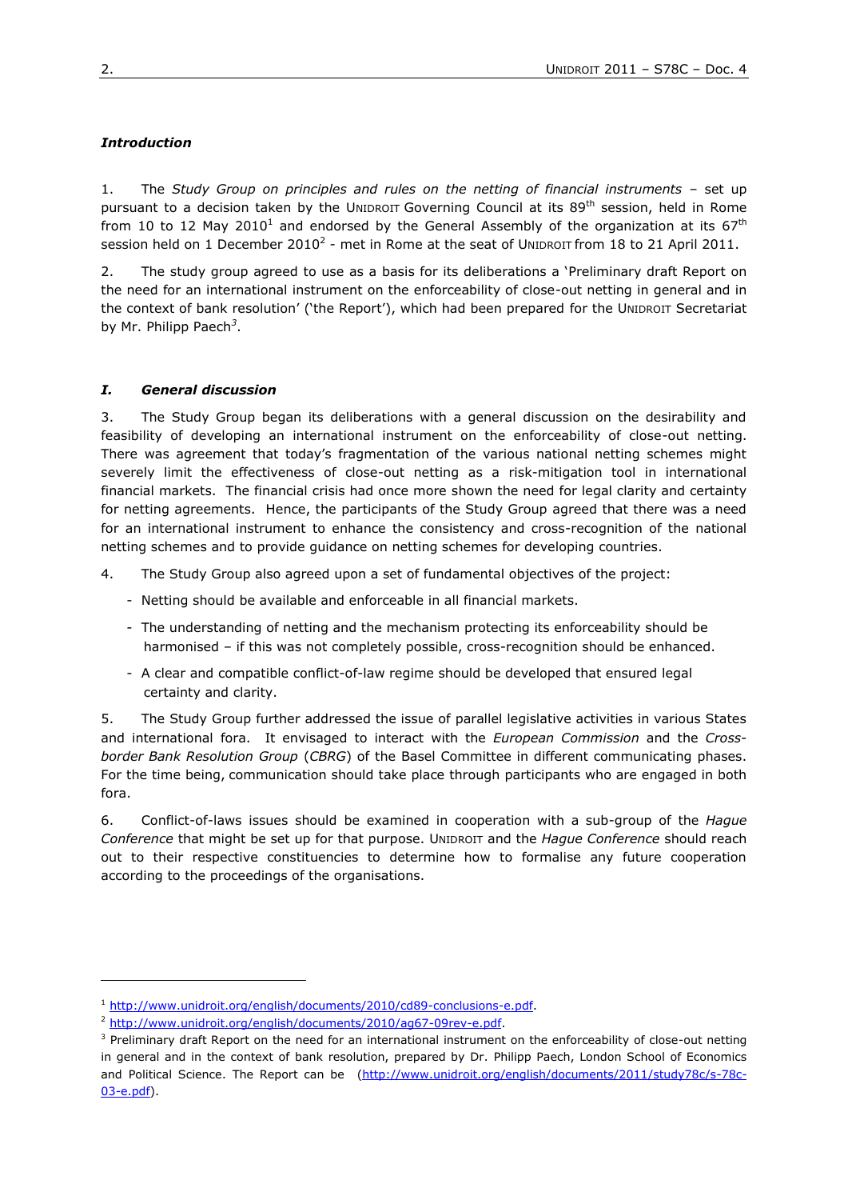### *Introduction*

1. The *Study Group on principles and rules on the netting of financial instruments* – set up pursuant to a decision taken by the UNIDROIT Governing Council at its 89th session, held in Rome from 10 to 12 May 2010[1] and endorsed by the General Assembly of the organization at its 67th session held on 1 December 2010[2] - met in Rome at the seat of UNIDROIT from 18 to 21 April 2011.

2. The study group agreed to use as a basis for its deliberations a 'Preliminary draft Report on the need for an international instrument on the enforceability of close-out netting in general and in the context of bank resolution' ('the Report'), which had been prepared for the UNIDROIT Secretariat by Mr. Philipp Paech[3].

### *I. General discussion*

3. The Study Group began its deliberations with a general discussion on the desirability and feasibility of developing an international instrument on the enforceability of close-out netting. There was agreement that today's fragmentation of the various national netting schemes might severely limit the effectiveness of close-out netting as a risk-mitigation tool in international financial markets. The financial crisis had once more shown the need for legal clarity and certainty for netting agreements. Hence, the participants of the Study Group agreed that there was a need for an international instrument to enhance the consistency and cross-recognition of the national netting schemes and to provide guidance on netting schemes for developing countries.

4. The Study Group also agreed upon a set of fundamental objectives of the project:

- Netting should be available and enforceable in all financial markets.
- The understanding of netting and the mechanism protecting its enforceability should be harmonised – if this was not completely possible, cross-recognition should be enhanced.
- A clear and compatible conflict-of-law regime should be developed that ensured legal certainty and clarity.

5. The Study Group further addressed the issue of parallel legislative activities in various States and international fora. It envisaged to interact with the *European Commission* and the *Cross-border Bank Resolution Group* (*CBRG*) of the Basel Committee in different communicating phases. For the time being, communication should take place through participants who are engaged in both fora.

6. Conflict-of-laws issues should be examined in cooperation with a sub-group of the *Hague Conference* that might be set up for that purpose. UNIDROIT and the *Hague Conference* should reach out to their respective constituencies to determine how to formalise any future cooperation according to the proceedings of the organisations.

---

[1] http://www.unidroit.org/english/documents/2010/cd89-conclusions-e.pdf.

[2] http://www.unidroit.org/english/documents/2010/ag67-09rev-e.pdf.

[3] Preliminary draft Report on the need for an international instrument on the enforceability of close-out netting in general and in the context of bank resolution, prepared by Dr. Philipp Paech, London School of Economics and Political Science. The Report can be (http://www.unidroit.org/english/documents/2011/study78c/s-78c-03-e.pdf).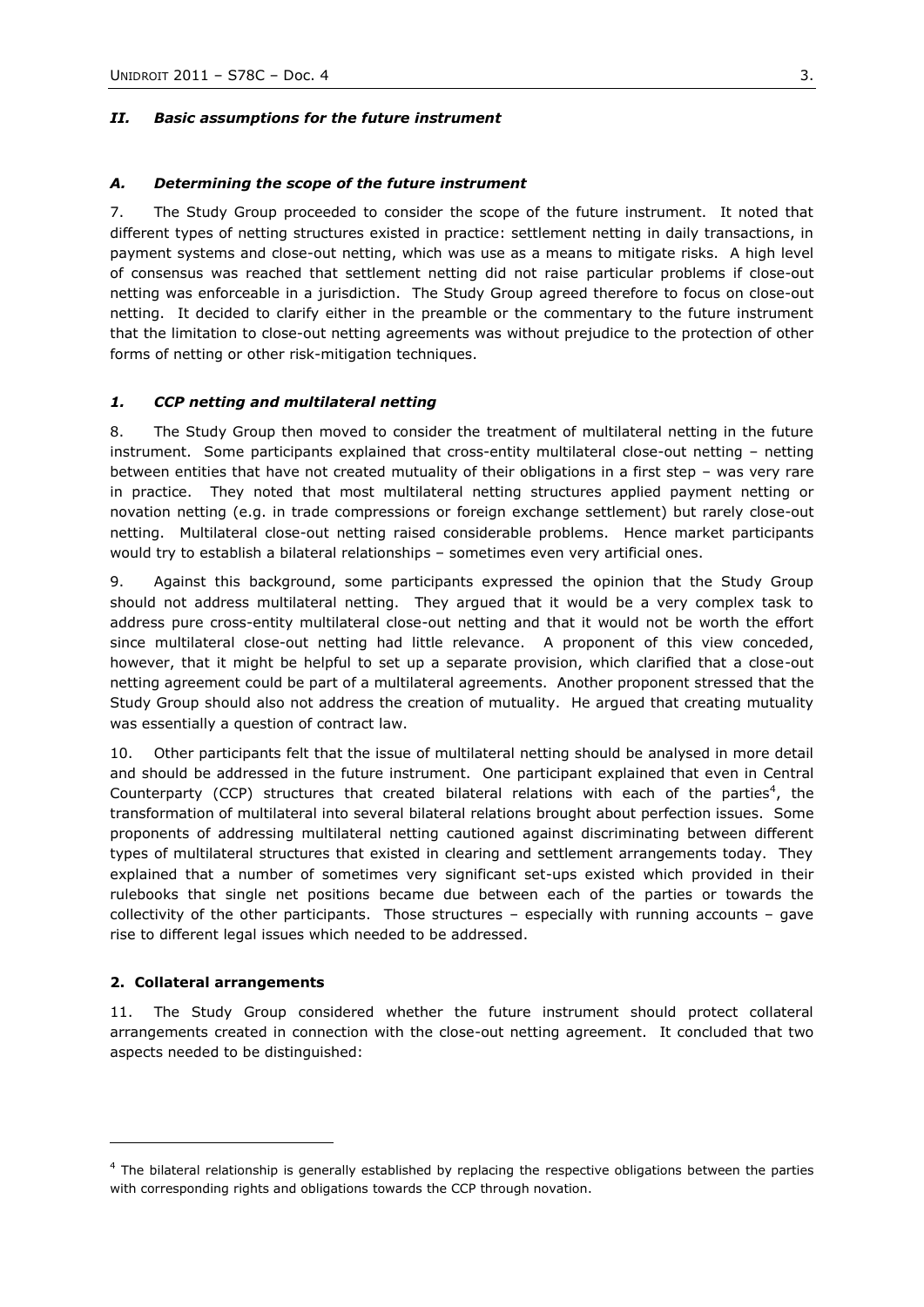## *II. Basic assumptions for the future instrument*

### *A. Determining the scope of the future instrument*

7. The Study Group proceeded to consider the scope of the future instrument. It noted that different types of netting structures existed in practice: settlement netting in daily transactions, in payment systems and close-out netting, which was use as a means to mitigate risks. A high level of consensus was reached that settlement netting did not raise particular problems if close-out netting was enforceable in a jurisdiction. The Study Group agreed therefore to focus on close-out netting. It decided to clarify either in the preamble or the commentary to the future instrument that the limitation to close-out netting agreements was without prejudice to the protection of other forms of netting or other risk-mitigation techniques.

#### *1. CCP netting and multilateral netting*

8. The Study Group then moved to consider the treatment of multilateral netting in the future instrument. Some participants explained that cross-entity multilateral close-out netting – netting between entities that have not created mutuality of their obligations in a first step – was very rare in practice. They noted that most multilateral netting structures applied payment netting or novation netting (e.g. in trade compressions or foreign exchange settlement) but rarely close-out netting. Multilateral close-out netting raised considerable problems. Hence market participants would try to establish a bilateral relationships – sometimes even very artificial ones.

9. Against this background, some participants expressed the opinion that the Study Group should not address multilateral netting. They argued that it would be a very complex task to address pure cross-entity multilateral close-out netting and that it would not be worth the effort since multilateral close-out netting had little relevance. A proponent of this view conceded, however, that it might be helpful to set up a separate provision, which clarified that a close-out netting agreement could be part of a multilateral agreements. Another proponent stressed that the Study Group should also not address the creation of mutuality. He argued that creating mutuality was essentially a question of contract law.

10. Other participants felt that the issue of multilateral netting should be analysed in more detail and should be addressed in the future instrument. One participant explained that even in Central Counterparty (CCP) structures that created bilateral relations with each of the parties[4], the transformation of multilateral into several bilateral relations brought about perfection issues. Some proponents of addressing multilateral netting cautioned against discriminating between different types of multilateral structures that existed in clearing and settlement arrangements today. They explained that a number of sometimes very significant set-ups existed which provided in their rulebooks that single net positions became due between each of the parties or towards the collectivity of the other participants. Those structures – especially with running accounts – gave rise to different legal issues which needed to be addressed.

#### **2. Collateral arrangements**

11. The Study Group considered whether the future instrument should protect collateral arrangements created in connection with the close-out netting agreement. It concluded that two aspects needed to be distinguished:

---

[4] The bilateral relationship is generally established by replacing the respective obligations between the parties with corresponding rights and obligations towards the CCP through novation.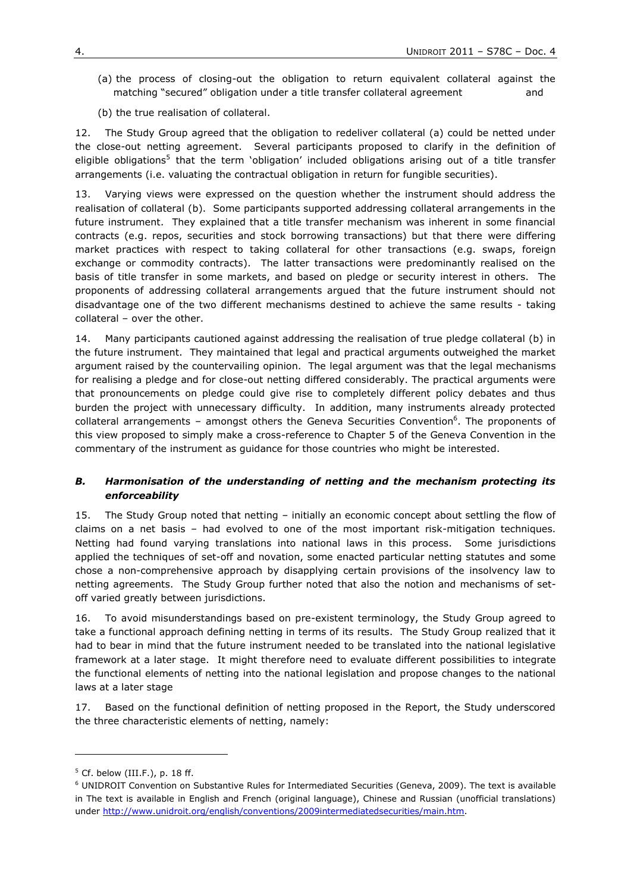(a) the process of closing-out the obligation to return equivalent collateral against the matching "secured" obligation under a title transfer collateral agreement and

(b) the true realisation of collateral.

12. The Study Group agreed that the obligation to redeliver collateral (a) could be netted under the close-out netting agreement. Several participants proposed to clarify in the definition of eligible obligations[5] that the term 'obligation' included obligations arising out of a title transfer arrangements (i.e. valuating the contractual obligation in return for fungible securities).

13. Varying views were expressed on the question whether the instrument should address the realisation of collateral (b). Some participants supported addressing collateral arrangements in the future instrument. They explained that a title transfer mechanism was inherent in some financial contracts (e.g. repos, securities and stock borrowing transactions) but that there were differing market practices with respect to taking collateral for other transactions (e.g. swaps, foreign exchange or commodity contracts). The latter transactions were predominantly realised on the basis of title transfer in some markets, and based on pledge or security interest in others. The proponents of addressing collateral arrangements argued that the future instrument should not disadvantage one of the two different mechanisms destined to achieve the same results - taking collateral – over the other.

14. Many participants cautioned against addressing the realisation of true pledge collateral (b) in the future instrument. They maintained that legal and practical arguments outweighed the market argument raised by the countervailing opinion. The legal argument was that the legal mechanisms for realising a pledge and for close-out netting differed considerably. The practical arguments were that pronouncements on pledge could give rise to completely different policy debates and thus burden the project with unnecessary difficulty. In addition, many instruments already protected collateral arrangements – amongst others the Geneva Securities Convention[6]. The proponents of this view proposed to simply make a cross-reference to Chapter 5 of the Geneva Convention in the commentary of the instrument as guidance for those countries who might be interested.

### *B. Harmonisation of the understanding of netting and the mechanism protecting its enforceability*

15. The Study Group noted that netting – initially an economic concept about settling the flow of claims on a net basis – had evolved to one of the most important risk-mitigation techniques. Netting had found varying translations into national laws in this process. Some jurisdictions applied the techniques of set-off and novation, some enacted particular netting statutes and some chose a non-comprehensive approach by disapplying certain provisions of the insolvency law to netting agreements. The Study Group further noted that also the notion and mechanisms of set-off varied greatly between jurisdictions.

16. To avoid misunderstandings based on pre-existent terminology, the Study Group agreed to take a functional approach defining netting in terms of its results. The Study Group realized that it had to bear in mind that the future instrument needed to be translated into the national legislative framework at a later stage. It might therefore need to evaluate different possibilities to integrate the functional elements of netting into the national legislation and propose changes to the national laws at a later stage

17. Based on the functional definition of netting proposed in the Report, the Study underscored the three characteristic elements of netting, namely:

---

[5] Cf. below (III.F.), p. 18 ff.

[6] UNIDROIT Convention on Substantive Rules for Intermediated Securities (Geneva, 2009). The text is available in The text is available in English and French (original language), Chinese and Russian (unofficial translations) under http://www.unidroit.org/english/conventions/2009intermediatedsecurities/main.htm.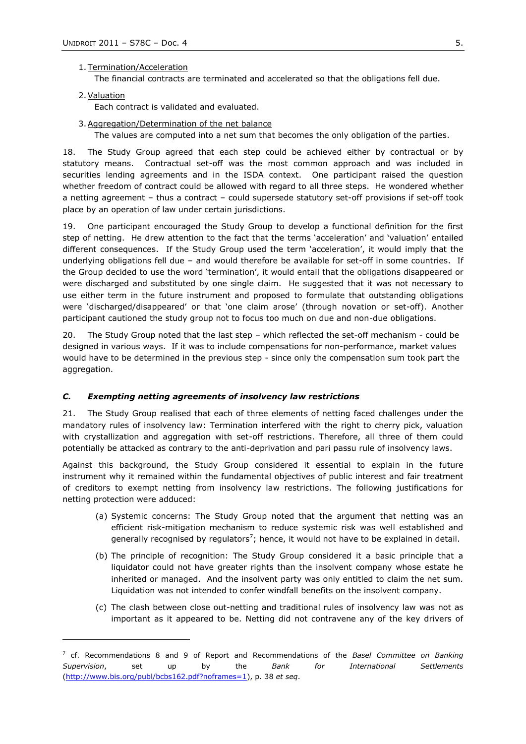1. Termination/Acceleration
   The financial contracts are terminated and accelerated so that the obligations fell due.
2. Valuation
   Each contract is validated and evaluated.
3. Aggregation/Determination of the net balance
   The values are computed into a net sum that becomes the only obligation of the parties.

18. The Study Group agreed that each step could be achieved either by contractual or by statutory means. Contractual set-off was the most common approach and was included in securities lending agreements and in the ISDA context. One participant raised the question whether freedom of contract could be allowed with regard to all three steps. He wondered whether a netting agreement – thus a contract – could supersede statutory set-off provisions if set-off took place by an operation of law under certain jurisdictions.

19. One participant encouraged the Study Group to develop a functional definition for the first step of netting. He drew attention to the fact that the terms 'acceleration' and 'valuation' entailed different consequences. If the Study Group used the term 'acceleration', it would imply that the underlying obligations fell due – and would therefore be available for set-off in some countries. If the Group decided to use the word 'termination', it would entail that the obligations disappeared or were discharged and substituted by one single claim. He suggested that it was not necessary to use either term in the future instrument and proposed to formulate that outstanding obligations were 'discharged/disappeared' or that 'one claim arose' (through novation or set-off). Another participant cautioned the study group not to focus too much on due and non-due obligations.

20. The Study Group noted that the last step – which reflected the set-off mechanism - could be designed in various ways. If it was to include compensations for non-performance, market values would have to be determined in the previous step - since only the compensation sum took part the aggregation.

### *C. Exempting netting agreements of insolvency law restrictions*

21. The Study Group realised that each of three elements of netting faced challenges under the mandatory rules of insolvency law: Termination interfered with the right to cherry pick, valuation with crystallization and aggregation with set-off restrictions. Therefore, all three of them could potentially be attacked as contrary to the anti-deprivation and pari passu rule of insolvency laws.

Against this background, the Study Group considered it essential to explain in the future instrument why it remained within the fundamental objectives of public interest and fair treatment of creditors to exempt netting from insolvency law restrictions. The following justifications for netting protection were adduced:

(a) Systemic concerns: The Study Group noted that the argument that netting was an efficient risk-mitigation mechanism to reduce systemic risk was well established and generally recognised by regulators[7]; hence, it would not have to be explained in detail.

(b) The principle of recognition: The Study Group considered it a basic principle that a liquidator could not have greater rights than the insolvent company whose estate he inherited or managed. And the insolvent party was only entitled to claim the net sum. Liquidation was not intended to confer windfall benefits on the insolvent company.

(c) The clash between close out-netting and traditional rules of insolvency law was not as important as it appeared to be. Netting did not contravene any of the key drivers of

---

[7] cf. Recommendations 8 and 9 of Report and Recommendations of the *Basel Committee on Banking Supervision*, set up by the *Bank for International Settlements* (http://www.bis.org/publ/bcbs162.pdf?noframes=1), p. 38 *et seq*.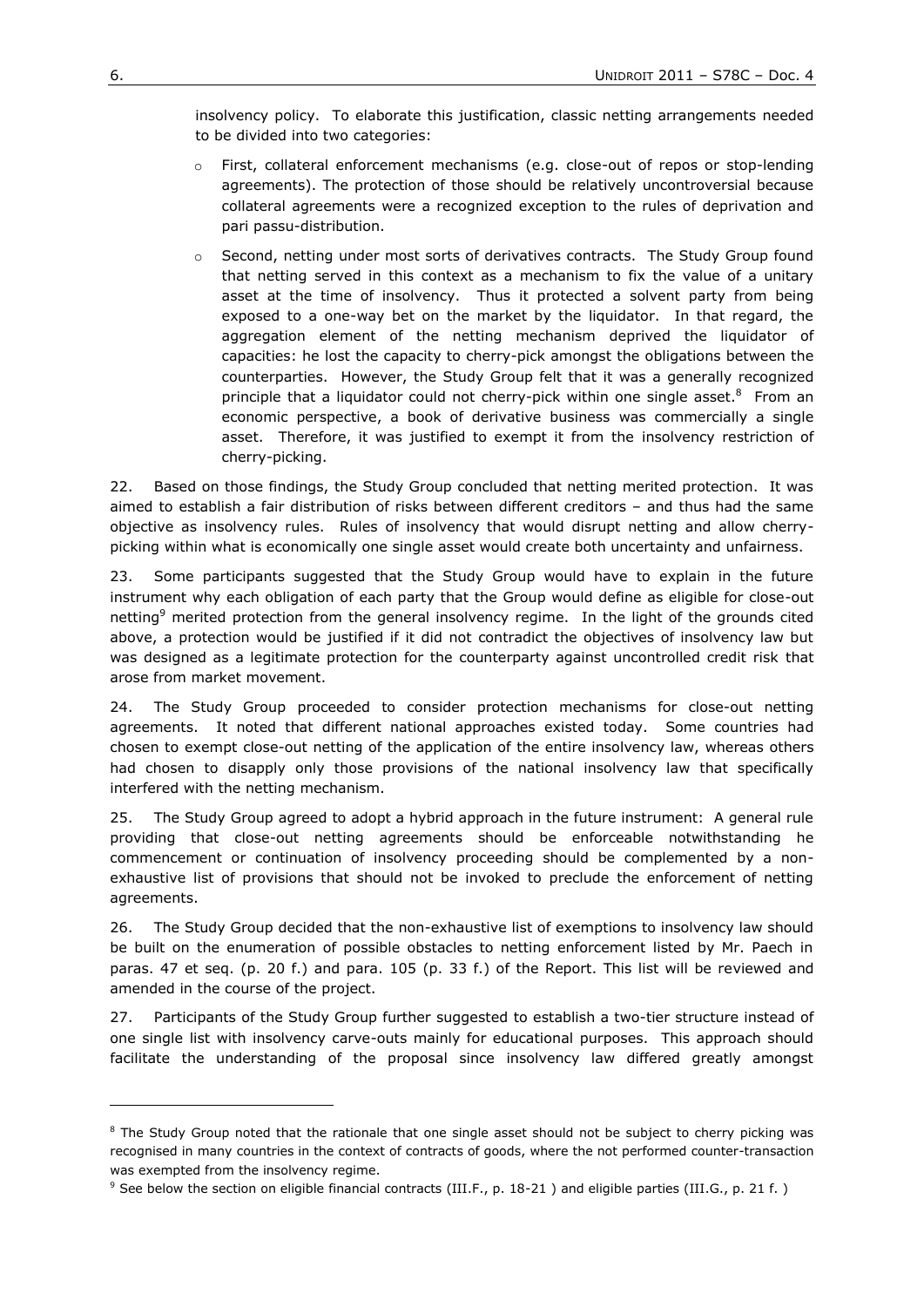insolvency policy. To elaborate this justification, classic netting arrangements needed to be divided into two categories:

- First, collateral enforcement mechanisms (e.g. close-out of repos or stop-lending agreements). The protection of those should be relatively uncontroversial because collateral agreements were a recognized exception to the rules of deprivation and pari passu-distribution.
- Second, netting under most sorts of derivatives contracts. The Study Group found that netting served in this context as a mechanism to fix the value of a unitary asset at the time of insolvency. Thus it protected a solvent party from being exposed to a one-way bet on the market by the liquidator. In that regard, the aggregation element of the netting mechanism deprived the liquidator of capacities: he lost the capacity to cherry-pick amongst the obligations between the counterparties. However, the Study Group felt that it was a generally recognized principle that a liquidator could not cherry-pick within one single asset.[8] From an economic perspective, a book of derivative business was commercially a single asset. Therefore, it was justified to exempt it from the insolvency restriction of cherry-picking.

22. Based on those findings, the Study Group concluded that netting merited protection. It was aimed to establish a fair distribution of risks between different creditors – and thus had the same objective as insolvency rules. Rules of insolvency that would disrupt netting and allow cherry-picking within what is economically one single asset would create both uncertainty and unfairness.

23. Some participants suggested that the Study Group would have to explain in the future instrument why each obligation of each party that the Group would define as eligible for close-out netting[9] merited protection from the general insolvency regime. In the light of the grounds cited above, a protection would be justified if it did not contradict the objectives of insolvency law but was designed as a legitimate protection for the counterparty against uncontrolled credit risk that arose from market movement.

24. The Study Group proceeded to consider protection mechanisms for close-out netting agreements. It noted that different national approaches existed today. Some countries had chosen to exempt close-out netting of the application of the entire insolvency law, whereas others had chosen to disapply only those provisions of the national insolvency law that specifically interfered with the netting mechanism.

25. The Study Group agreed to adopt a hybrid approach in the future instrument: A general rule providing that close-out netting agreements should be enforceable notwithstanding he commencement or continuation of insolvency proceeding should be complemented by a non-exhaustive list of provisions that should not be invoked to preclude the enforcement of netting agreements.

26. The Study Group decided that the non-exhaustive list of exemptions to insolvency law should be built on the enumeration of possible obstacles to netting enforcement listed by Mr. Paech in paras. 47 et seq. (p. 20 f.) and para. 105 (p. 33 f.) of the Report. This list will be reviewed and amended in the course of the project.

27. Participants of the Study Group further suggested to establish a two-tier structure instead of one single list with insolvency carve-outs mainly for educational purposes. This approach should facilitate the understanding of the proposal since insolvency law differed greatly amongst

---

[8] The Study Group noted that the rationale that one single asset should not be subject to cherry picking was recognised in many countries in the context of contracts of goods, where the not performed counter-transaction was exempted from the insolvency regime.

[9] See below the section on eligible financial contracts (III.F., p. 18-21 ) and eligible parties (III.G., p. 21 f. )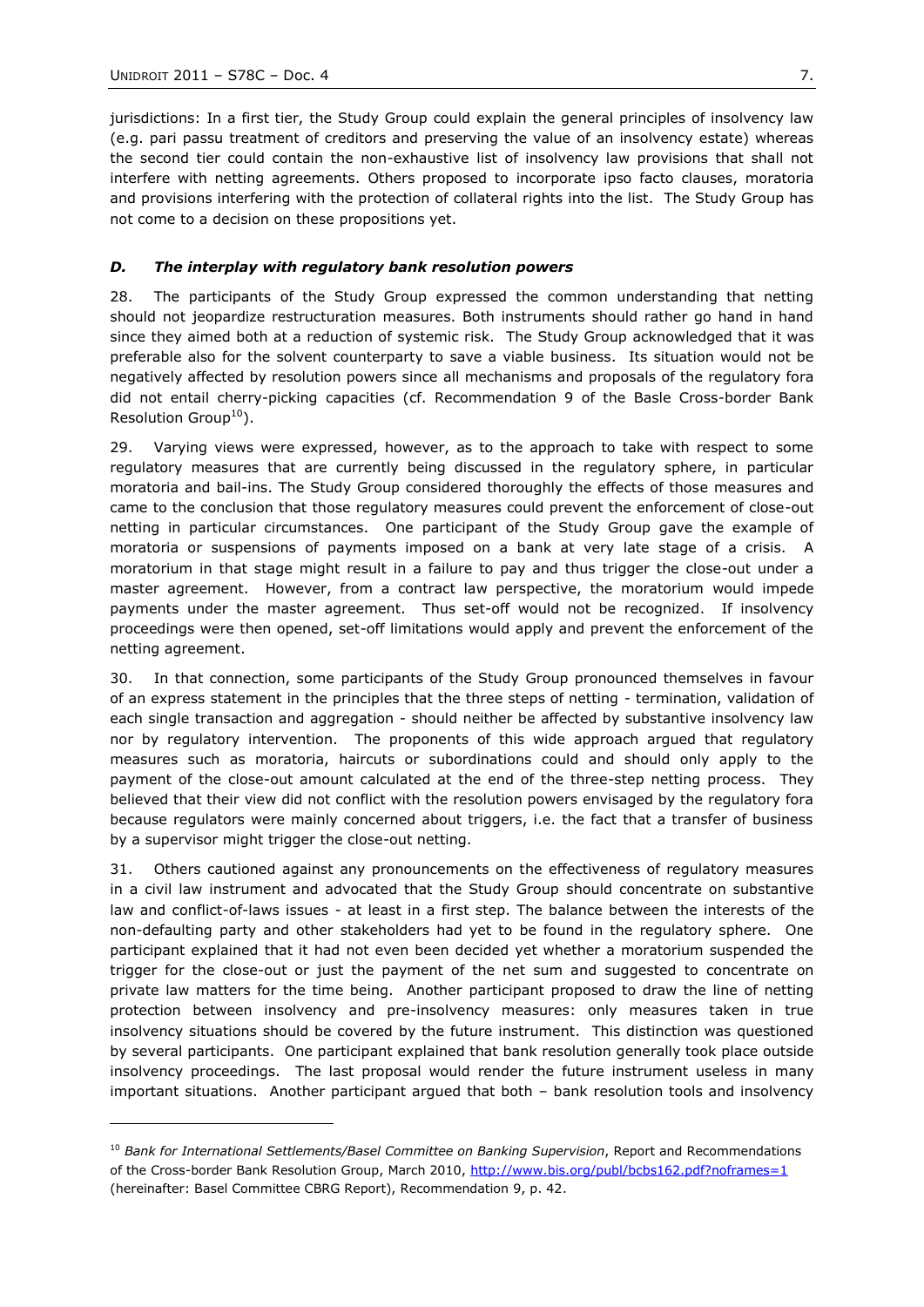jurisdictions: In a first tier, the Study Group could explain the general principles of insolvency law (e.g. pari passu treatment of creditors and preserving the value of an insolvency estate) whereas the second tier could contain the non-exhaustive list of insolvency law provisions that shall not interfere with netting agreements. Others proposed to incorporate ipso facto clauses, moratoria and provisions interfering with the protection of collateral rights into the list. The Study Group has not come to a decision on these propositions yet.

### *D. The interplay with regulatory bank resolution powers*

28. The participants of the Study Group expressed the common understanding that netting should not jeopardize restructuration measures. Both instruments should rather go hand in hand since they aimed both at a reduction of systemic risk. The Study Group acknowledged that it was preferable also for the solvent counterparty to save a viable business. Its situation would not be negatively affected by resolution powers since all mechanisms and proposals of the regulatory fora did not entail cherry-picking capacities (cf. Recommendation 9 of the Basle Cross-border Bank Resolution Group[10]).

29. Varying views were expressed, however, as to the approach to take with respect to some regulatory measures that are currently being discussed in the regulatory sphere, in particular moratoria and bail-ins. The Study Group considered thoroughly the effects of those measures and came to the conclusion that those regulatory measures could prevent the enforcement of close-out netting in particular circumstances. One participant of the Study Group gave the example of moratoria or suspensions of payments imposed on a bank at very late stage of a crisis. A moratorium in that stage might result in a failure to pay and thus trigger the close-out under a master agreement. However, from a contract law perspective, the moratorium would impede payments under the master agreement. Thus set-off would not be recognized. If insolvency proceedings were then opened, set-off limitations would apply and prevent the enforcement of the netting agreement.

30. In that connection, some participants of the Study Group pronounced themselves in favour of an express statement in the principles that the three steps of netting - termination, validation of each single transaction and aggregation - should neither be affected by substantive insolvency law nor by regulatory intervention. The proponents of this wide approach argued that regulatory measures such as moratoria, haircuts or subordinations could and should only apply to the payment of the close-out amount calculated at the end of the three-step netting process. They believed that their view did not conflict with the resolution powers envisaged by the regulatory fora because regulators were mainly concerned about triggers, i.e. the fact that a transfer of business by a supervisor might trigger the close-out netting.

31. Others cautioned against any pronouncements on the effectiveness of regulatory measures in a civil law instrument and advocated that the Study Group should concentrate on substantive law and conflict-of-laws issues - at least in a first step. The balance between the interests of the non-defaulting party and other stakeholders had yet to be found in the regulatory sphere. One participant explained that it had not even been decided yet whether a moratorium suspended the trigger for the close-out or just the payment of the net sum and suggested to concentrate on private law matters for the time being. Another participant proposed to draw the line of netting protection between insolvency and pre-insolvency measures: only measures taken in true insolvency situations should be covered by the future instrument. This distinction was questioned by several participants. One participant explained that bank resolution generally took place outside insolvency proceedings. The last proposal would render the future instrument useless in many important situations. Another participant argued that both – bank resolution tools and insolvency

---

[10] *Bank for International Settlements/Basel Committee on Banking Supervision*, Report and Recommendations of the Cross-border Bank Resolution Group, March 2010, http://www.bis.org/publ/bcbs162.pdf?noframes=1 (hereinafter: Basel Committee CBRG Report), Recommendation 9, p. 42.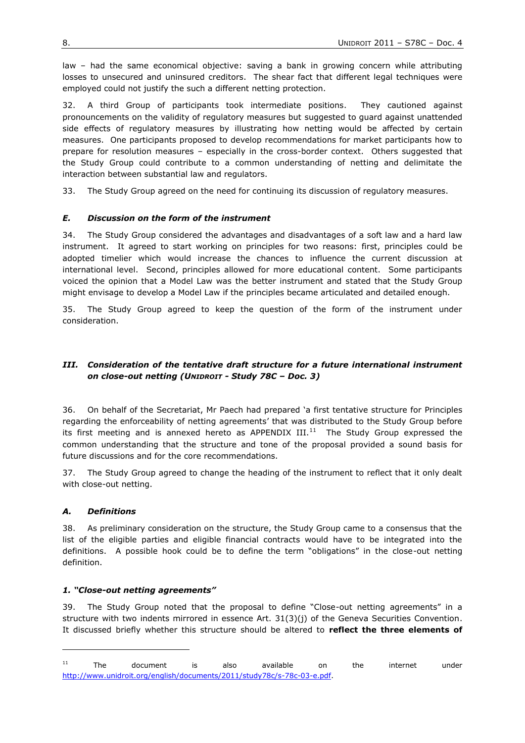law – had the same economical objective: saving a bank in growing concern while attributing losses to unsecured and uninsured creditors. The shear fact that different legal techniques were employed could not justify the such a different netting protection.

32. A third Group of participants took intermediate positions. They cautioned against pronouncements on the validity of regulatory measures but suggested to guard against unattended side effects of regulatory measures by illustrating how netting would be affected by certain measures. One participants proposed to develop recommendations for market participants how to prepare for resolution measures – especially in the cross-border context. Others suggested that the Study Group could contribute to a common understanding of netting and delimitate the interaction between substantial law and regulators.

33. The Study Group agreed on the need for continuing its discussion of regulatory measures.

### *E. Discussion on the form of the instrument*

34. The Study Group considered the advantages and disadvantages of a soft law and a hard law instrument. It agreed to start working on principles for two reasons: first, principles could be adopted timelier which would increase the chances to influence the current discussion at international level. Second, principles allowed for more educational content. Some participants voiced the opinion that a Model Law was the better instrument and stated that the Study Group might envisage to develop a Model Law if the principles became articulated and detailed enough.

35. The Study Group agreed to keep the question of the form of the instrument under consideration.

## *III. Consideration of the tentative draft structure for a future international instrument on close-out netting (UNIDROIT - Study 78C – Doc. 3)*

36. On behalf of the Secretariat, Mr Paech had prepared 'a first tentative structure for Principles regarding the enforceability of netting agreements' that was distributed to the Study Group before its first meeting and is annexed hereto as APPENDIX III.[11] The Study Group expressed the common understanding that the structure and tone of the proposal provided a sound basis for future discussions and for the core recommendations.

37. The Study Group agreed to change the heading of the instrument to reflect that it only dealt with close-out netting.

### *A. Definitions*

38. As preliminary consideration on the structure, the Study Group came to a consensus that the list of the eligible parties and eligible financial contracts would have to be integrated into the definitions. A possible hook could be to define the term "obligations" in the close-out netting definition.

#### *1. "Close-out netting agreements"*

39. The Study Group noted that the proposal to define "Close-out netting agreements" in a structure with two indents mirrored in essence Art. 31(3)(j) of the Geneva Securities Convention. It discussed briefly whether this structure should be altered to **reflect the three elements of**

---

[11] The document is also available on the internet under http://www.unidroit.org/english/documents/2011/study78c/s-78c-03-e.pdf.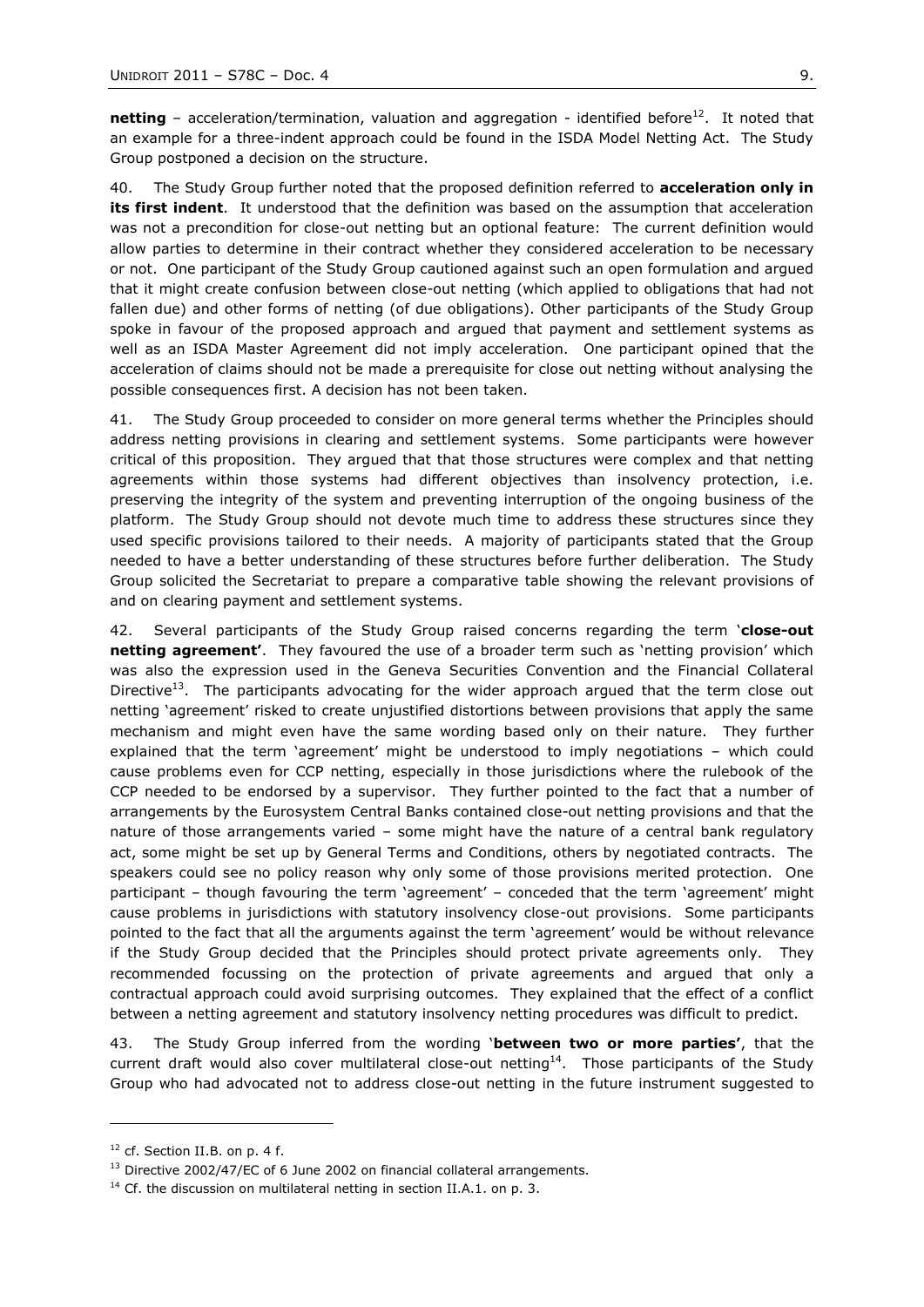**netting** – acceleration/termination, valuation and aggregation - identified before[12]. It noted that an example for a three-indent approach could be found in the ISDA Model Netting Act. The Study Group postponed a decision on the structure.

40. The Study Group further noted that the proposed definition referred to **acceleration only in its first indent**. It understood that the definition was based on the assumption that acceleration was not a precondition for close-out netting but an optional feature: The current definition would allow parties to determine in their contract whether they considered acceleration to be necessary or not. One participant of the Study Group cautioned against such an open formulation and argued that it might create confusion between close-out netting (which applied to obligations that had not fallen due) and other forms of netting (of due obligations). Other participants of the Study Group spoke in favour of the proposed approach and argued that payment and settlement systems as well as an ISDA Master Agreement did not imply acceleration. One participant opined that the acceleration of claims should not be made a prerequisite for close out netting without analysing the possible consequences first. A decision has not been taken.

41. The Study Group proceeded to consider on more general terms whether the Principles should address netting provisions in clearing and settlement systems. Some participants were however critical of this proposition. They argued that that those structures were complex and that netting agreements within those systems had different objectives than insolvency protection, i.e. preserving the integrity of the system and preventing interruption of the ongoing business of the platform. The Study Group should not devote much time to address these structures since they used specific provisions tailored to their needs. A majority of participants stated that the Group needed to have a better understanding of these structures before further deliberation. The Study Group solicited the Secretariat to prepare a comparative table showing the relevant provisions of and on clearing payment and settlement systems.

42. Several participants of the Study Group raised concerns regarding the term '**close-out netting agreement'**. They favoured the use of a broader term such as 'netting provision' which was also the expression used in the Geneva Securities Convention and the Financial Collateral Directive[13]. The participants advocating for the wider approach argued that the term close out netting 'agreement' risked to create unjustified distortions between provisions that apply the same mechanism and might even have the same wording based only on their nature. They further explained that the term 'agreement' might be understood to imply negotiations – which could cause problems even for CCP netting, especially in those jurisdictions where the rulebook of the CCP needed to be endorsed by a supervisor. They further pointed to the fact that a number of arrangements by the Eurosystem Central Banks contained close-out netting provisions and that the nature of those arrangements varied – some might have the nature of a central bank regulatory act, some might be set up by General Terms and Conditions, others by negotiated contracts. The speakers could see no policy reason why only some of those provisions merited protection. One participant – though favouring the term 'agreement' – conceded that the term 'agreement' might cause problems in jurisdictions with statutory insolvency close-out provisions. Some participants pointed to the fact that all the arguments against the term 'agreement' would be without relevance if the Study Group decided that the Principles should protect private agreements only. They recommended focussing on the protection of private agreements and argued that only a contractual approach could avoid surprising outcomes. They explained that the effect of a conflict between a netting agreement and statutory insolvency netting procedures was difficult to predict.

43. The Study Group inferred from the wording '**between two or more parties'**, that the current draft would also cover multilateral close-out netting[14]. Those participants of the Study Group who had advocated not to address close-out netting in the future instrument suggested to

---

[12] cf. Section II.B. on p. 4 f.

[13] Directive 2002/47/EC of 6 June 2002 on financial collateral arrangements.

[14] Cf. the discussion on multilateral netting in section II.A.1. on p. 3.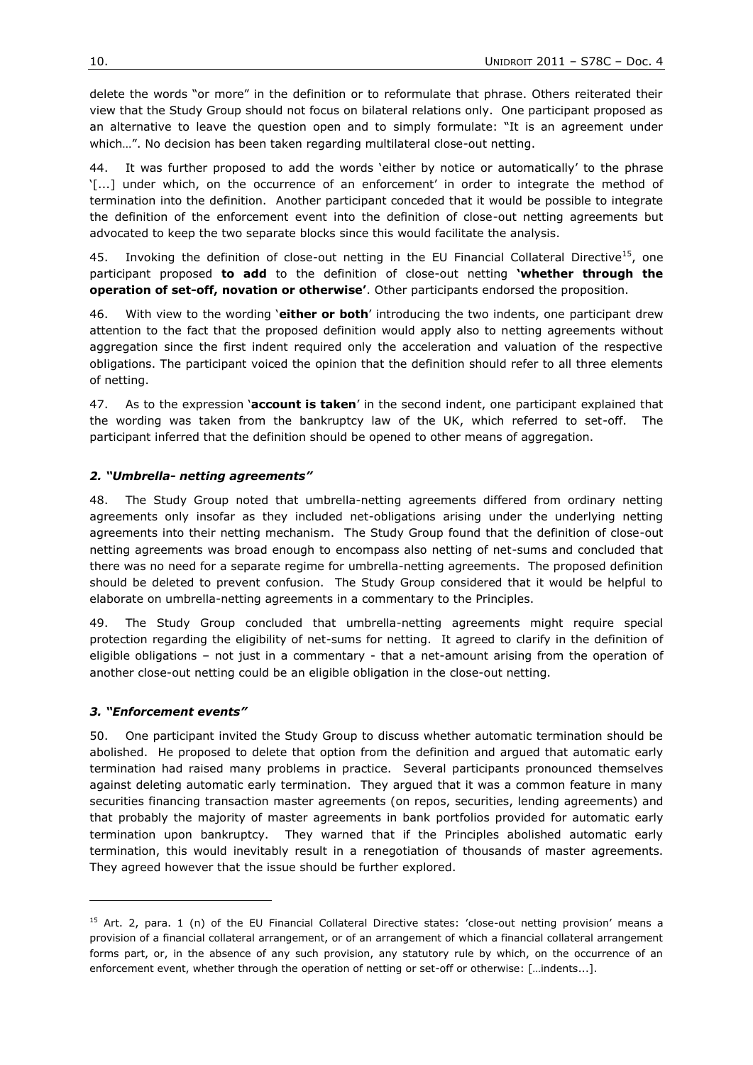delete the words "or more" in the definition or to reformulate that phrase. Others reiterated their view that the Study Group should not focus on bilateral relations only. One participant proposed as an alternative to leave the question open and to simply formulate: "It is an agreement under which…". No decision has been taken regarding multilateral close-out netting.

44. It was further proposed to add the words 'either by notice or automatically' to the phrase '[...] under which, on the occurrence of an enforcement' in order to integrate the method of termination into the definition. Another participant conceded that it would be possible to integrate the definition of the enforcement event into the definition of close-out netting agreements but advocated to keep the two separate blocks since this would facilitate the analysis.

45. Invoking the definition of close-out netting in the EU Financial Collateral Directive[15], one participant proposed **to add** to the definition of close-out netting **'whether through the operation of set-off, novation or otherwise'**. Other participants endorsed the proposition.

46. With view to the wording '**either or both**' introducing the two indents, one participant drew attention to the fact that the proposed definition would apply also to netting agreements without aggregation since the first indent required only the acceleration and valuation of the respective obligations. The participant voiced the opinion that the definition should refer to all three elements of netting.

47. As to the expression '**account is taken**' in the second indent, one participant explained that the wording was taken from the bankruptcy law of the UK, which referred to set-off. The participant inferred that the definition should be opened to other means of aggregation.

### *2. "Umbrella- netting agreements"*

48. The Study Group noted that umbrella-netting agreements differed from ordinary netting agreements only insofar as they included net-obligations arising under the underlying netting agreements into their netting mechanism. The Study Group found that the definition of close-out netting agreements was broad enough to encompass also netting of net-sums and concluded that there was no need for a separate regime for umbrella-netting agreements. The proposed definition should be deleted to prevent confusion. The Study Group considered that it would be helpful to elaborate on umbrella-netting agreements in a commentary to the Principles.

49. The Study Group concluded that umbrella-netting agreements might require special protection regarding the eligibility of net-sums for netting. It agreed to clarify in the definition of eligible obligations – not just in a commentary - that a net-amount arising from the operation of another close-out netting could be an eligible obligation in the close-out netting.

### *3. "Enforcement events"*

50. One participant invited the Study Group to discuss whether automatic termination should be abolished. He proposed to delete that option from the definition and argued that automatic early termination had raised many problems in practice. Several participants pronounced themselves against deleting automatic early termination. They argued that it was a common feature in many securities financing transaction master agreements (on repos, securities, lending agreements) and that probably the majority of master agreements in bank portfolios provided for automatic early termination upon bankruptcy. They warned that if the Principles abolished automatic early termination, this would inevitably result in a renegotiation of thousands of master agreements. They agreed however that the issue should be further explored.

---

[15] Art. 2, para. 1 (n) of the EU Financial Collateral Directive states: 'close-out netting provision' means a provision of a financial collateral arrangement, or of an arrangement of which a financial collateral arrangement forms part, or, in the absence of any such provision, any statutory rule by which, on the occurrence of an enforcement event, whether through the operation of netting or set-off or otherwise: […indents...].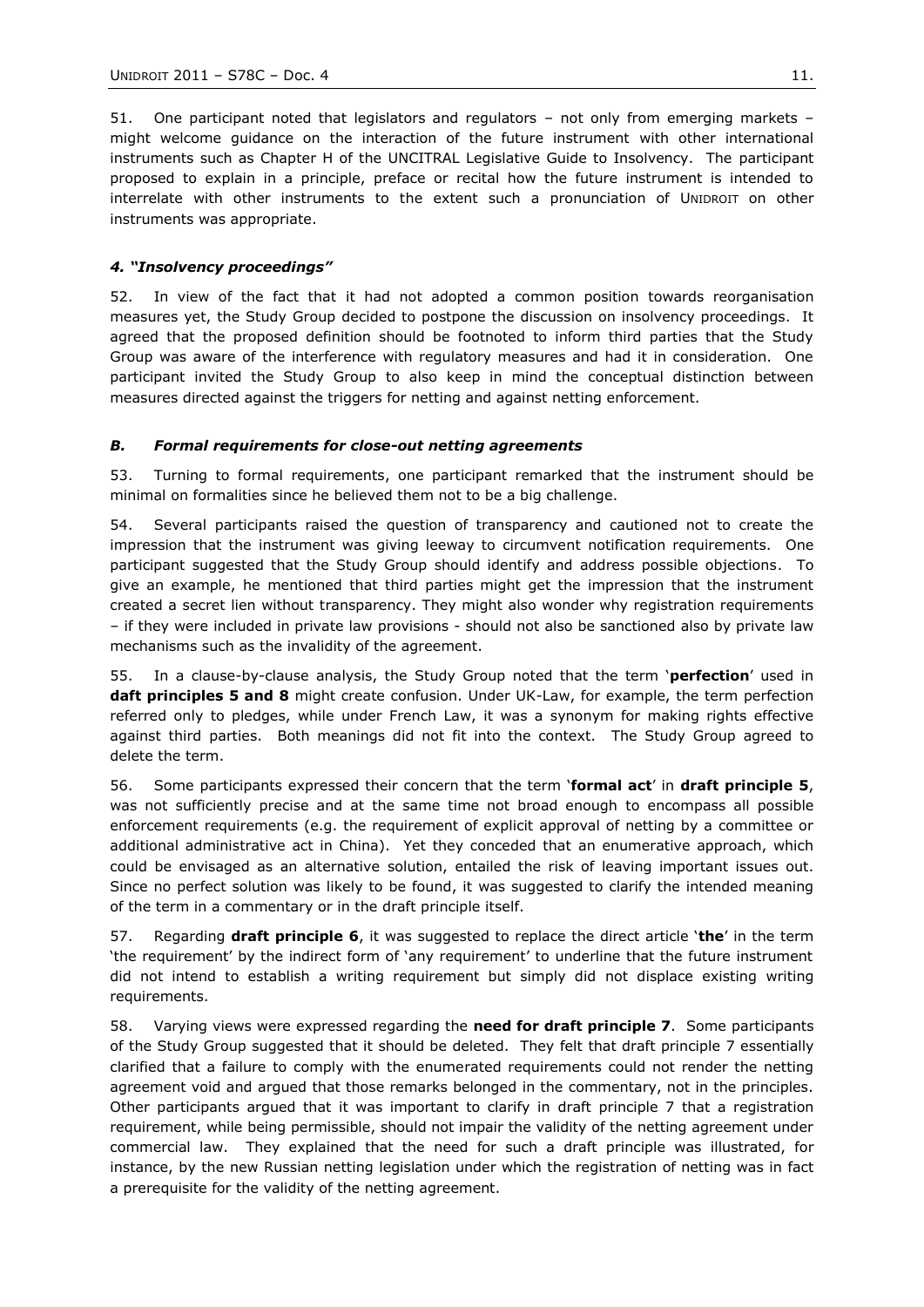51. One participant noted that legislators and regulators – not only from emerging markets – might welcome guidance on the interaction of the future instrument with other international instruments such as Chapter H of the UNCITRAL Legislative Guide to Insolvency. The participant proposed to explain in a principle, preface or recital how the future instrument is intended to interrelate with other instruments to the extent such a pronunciation of UNIDROIT on other instruments was appropriate.

#### *4. "Insolvency proceedings"*

52. In view of the fact that it had not adopted a common position towards reorganisation measures yet, the Study Group decided to postpone the discussion on insolvency proceedings. It agreed that the proposed definition should be footnoted to inform third parties that the Study Group was aware of the interference with regulatory measures and had it in consideration. One participant invited the Study Group to also keep in mind the conceptual distinction between measures directed against the triggers for netting and against netting enforcement.

### *B. Formal requirements for close-out netting agreements*

53. Turning to formal requirements, one participant remarked that the instrument should be minimal on formalities since he believed them not to be a big challenge.

54. Several participants raised the question of transparency and cautioned not to create the impression that the instrument was giving leeway to circumvent notification requirements. One participant suggested that the Study Group should identify and address possible objections. To give an example, he mentioned that third parties might get the impression that the instrument created a secret lien without transparency. They might also wonder why registration requirements – if they were included in private law provisions - should not also be sanctioned also by private law mechanisms such as the invalidity of the agreement.

55. In a clause-by-clause analysis, the Study Group noted that the term '**perfection**' used in **daft principles 5 and 8** might create confusion. Under UK-Law, for example, the term perfection referred only to pledges, while under French Law, it was a synonym for making rights effective against third parties. Both meanings did not fit into the context. The Study Group agreed to delete the term.

56. Some participants expressed their concern that the term '**formal act**' in **draft principle 5**, was not sufficiently precise and at the same time not broad enough to encompass all possible enforcement requirements (e.g. the requirement of explicit approval of netting by a committee or additional administrative act in China). Yet they conceded that an enumerative approach, which could be envisaged as an alternative solution, entailed the risk of leaving important issues out. Since no perfect solution was likely to be found, it was suggested to clarify the intended meaning of the term in a commentary or in the draft principle itself.

57. Regarding **draft principle 6**, it was suggested to replace the direct article '**the**' in the term 'the requirement' by the indirect form of 'any requirement' to underline that the future instrument did not intend to establish a writing requirement but simply did not displace existing writing requirements.

58. Varying views were expressed regarding the **need for draft principle 7**. Some participants of the Study Group suggested that it should be deleted. They felt that draft principle 7 essentially clarified that a failure to comply with the enumerated requirements could not render the netting agreement void and argued that those remarks belonged in the commentary, not in the principles. Other participants argued that it was important to clarify in draft principle 7 that a registration requirement, while being permissible, should not impair the validity of the netting agreement under commercial law. They explained that the need for such a draft principle was illustrated, for instance, by the new Russian netting legislation under which the registration of netting was in fact a prerequisite for the validity of the netting agreement.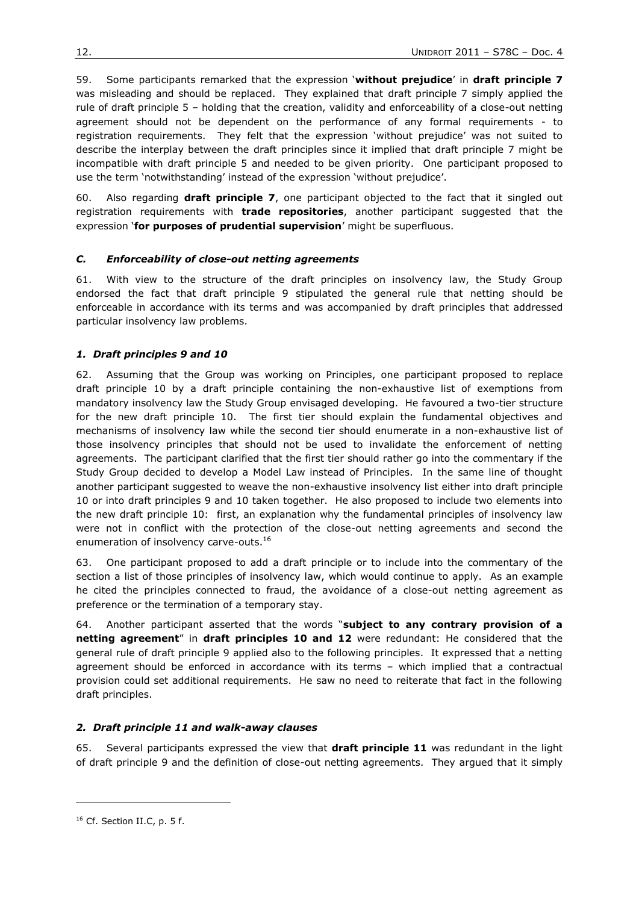59. Some participants remarked that the expression '**without prejudice**' in **draft principle 7** was misleading and should be replaced. They explained that draft principle 7 simply applied the rule of draft principle 5 – holding that the creation, validity and enforceability of a close-out netting agreement should not be dependent on the performance of any formal requirements - to registration requirements. They felt that the expression 'without prejudice' was not suited to describe the interplay between the draft principles since it implied that draft principle 7 might be incompatible with draft principle 5 and needed to be given priority. One participant proposed to use the term 'notwithstanding' instead of the expression 'without prejudice'.

60. Also regarding **draft principle 7**, one participant objected to the fact that it singled out registration requirements with **trade repositories**, another participant suggested that the expression '**for purposes of prudential supervision**' might be superfluous.

### *C. Enforceability of close-out netting agreements*

61. With view to the structure of the draft principles on insolvency law, the Study Group endorsed the fact that draft principle 9 stipulated the general rule that netting should be enforceable in accordance with its terms and was accompanied by draft principles that addressed particular insolvency law problems.

#### *1. Draft principles 9 and 10*

62. Assuming that the Group was working on Principles, one participant proposed to replace draft principle 10 by a draft principle containing the non-exhaustive list of exemptions from mandatory insolvency law the Study Group envisaged developing. He favoured a two-tier structure for the new draft principle 10. The first tier should explain the fundamental objectives and mechanisms of insolvency law while the second tier should enumerate in a non-exhaustive list of those insolvency principles that should not be used to invalidate the enforcement of netting agreements. The participant clarified that the first tier should rather go into the commentary if the Study Group decided to develop a Model Law instead of Principles. In the same line of thought another participant suggested to weave the non-exhaustive insolvency list either into draft principle 10 or into draft principles 9 and 10 taken together. He also proposed to include two elements into the new draft principle 10: first, an explanation why the fundamental principles of insolvency law were not in conflict with the protection of the close-out netting agreements and second the enumeration of insolvency carve-outs.[16]

63. One participant proposed to add a draft principle or to include into the commentary of the section a list of those principles of insolvency law, which would continue to apply. As an example he cited the principles connected to fraud, the avoidance of a close-out netting agreement as preference or the termination of a temporary stay.

64. Another participant asserted that the words "**subject to any contrary provision of a netting agreement**" in **draft principles 10 and 12** were redundant: He considered that the general rule of draft principle 9 applied also to the following principles. It expressed that a netting agreement should be enforced in accordance with its terms – which implied that a contractual provision could set additional requirements. He saw no need to reiterate that fact in the following draft principles.

#### *2. Draft principle 11 and walk-away clauses*

65. Several participants expressed the view that **draft principle 11** was redundant in the light of draft principle 9 and the definition of close-out netting agreements. They argued that it simply

---

[16] Cf. Section II.C, p. 5 f.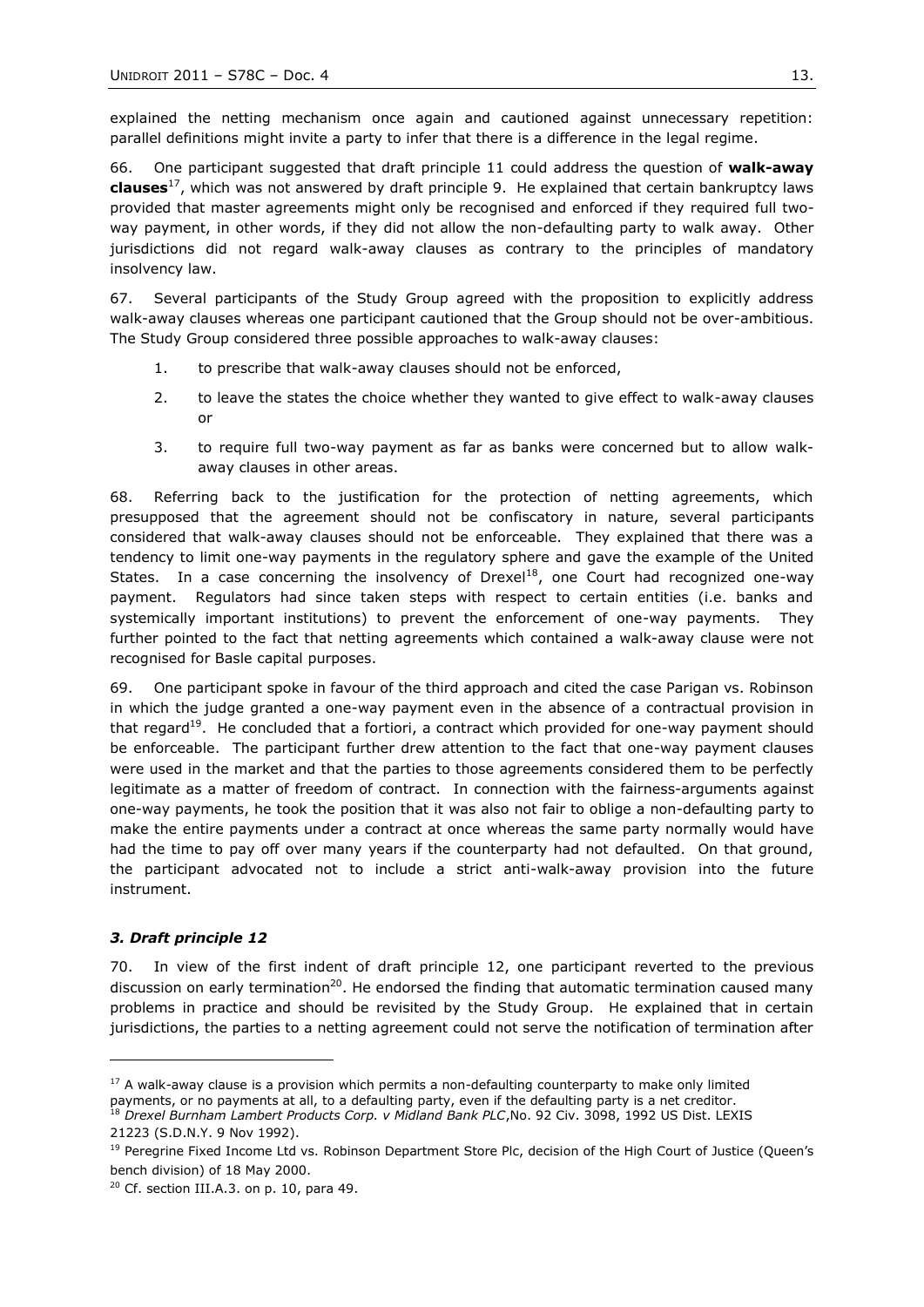explained the netting mechanism once again and cautioned against unnecessary repetition: parallel definitions might invite a party to infer that there is a difference in the legal regime.

66. One participant suggested that draft principle 11 could address the question of **walk-away clauses**[17], which was not answered by draft principle 9. He explained that certain bankruptcy laws provided that master agreements might only be recognised and enforced if they required full two-way payment, in other words, if they did not allow the non-defaulting party to walk away. Other jurisdictions did not regard walk-away clauses as contrary to the principles of mandatory insolvency law.

67. Several participants of the Study Group agreed with the proposition to explicitly address walk-away clauses whereas one participant cautioned that the Group should not be over-ambitious. The Study Group considered three possible approaches to walk-away clauses:

1. to prescribe that walk-away clauses should not be enforced,
2. to leave the states the choice whether they wanted to give effect to walk-away clauses or
3. to require full two-way payment as far as banks were concerned but to allow walk-away clauses in other areas.

68. Referring back to the justification for the protection of netting agreements, which presupposed that the agreement should not be confiscatory in nature, several participants considered that walk-away clauses should not be enforceable. They explained that there was a tendency to limit one-way payments in the regulatory sphere and gave the example of the United States. In a case concerning the insolvency of Drexel[18], one Court had recognized one-way payment. Regulators had since taken steps with respect to certain entities (i.e. banks and systemically important institutions) to prevent the enforcement of one-way payments. They further pointed to the fact that netting agreements which contained a walk-away clause were not recognised for Basle capital purposes.

69. One participant spoke in favour of the third approach and cited the case Parigan vs. Robinson in which the judge granted a one-way payment even in the absence of a contractual provision in that regard[19]. He concluded that a fortiori, a contract which provided for one-way payment should be enforceable. The participant further drew attention to the fact that one-way payment clauses were used in the market and that the parties to those agreements considered them to be perfectly legitimate as a matter of freedom of contract. In connection with the fairness-arguments against one-way payments, he took the position that it was also not fair to oblige a non-defaulting party to make the entire payments under a contract at once whereas the same party normally would have had the time to pay off over many years if the counterparty had not defaulted. On that ground, the participant advocated not to include a strict anti-walk-away provision into the future instrument.

### *3. Draft principle 12*

70. In view of the first indent of draft principle 12, one participant reverted to the previous discussion on early termination[20]. He endorsed the finding that automatic termination caused many problems in practice and should be revisited by the Study Group. He explained that in certain jurisdictions, the parties to a netting agreement could not serve the notification of termination after

---

[17] A walk-away clause is a provision which permits a non-defaulting counterparty to make only limited payments, or no payments at all, to a defaulting party, even if the defaulting party is a net creditor.

[18] *Drexel Burnham Lambert Products Corp. v Midland Bank PLC*,No. 92 Civ. 3098, 1992 US Dist. LEXIS 21223 (S.D.N.Y. 9 Nov 1992).

[19] Peregrine Fixed Income Ltd vs. Robinson Department Store Plc, decision of the High Court of Justice (Queen's bench division) of 18 May 2000.

[20] Cf. section III.A.3. on p. 10, para 49.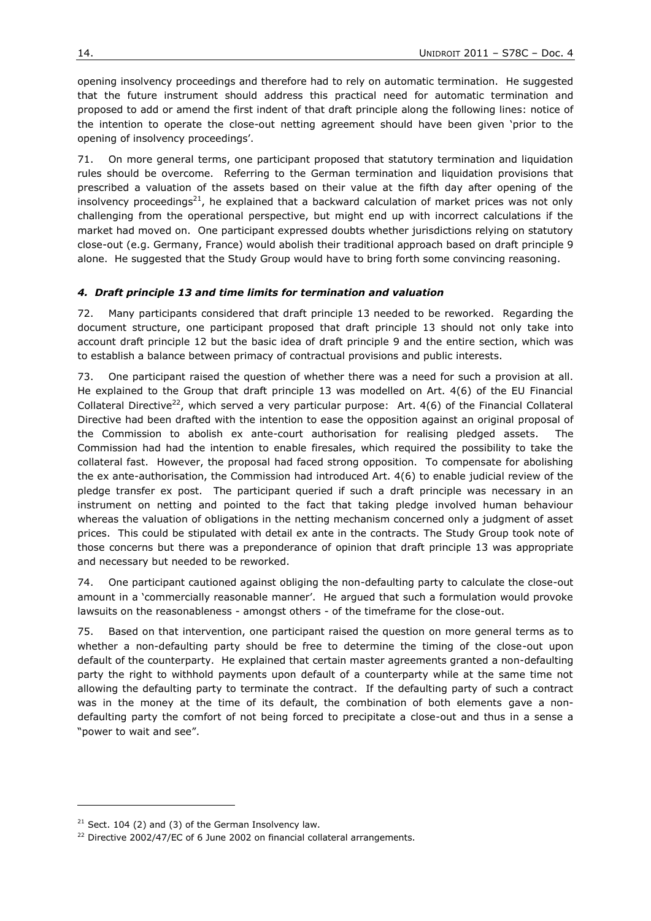opening insolvency proceedings and therefore had to rely on automatic termination. He suggested that the future instrument should address this practical need for automatic termination and proposed to add or amend the first indent of that draft principle along the following lines: notice of the intention to operate the close-out netting agreement should have been given 'prior to the opening of insolvency proceedings'.

71. On more general terms, one participant proposed that statutory termination and liquidation rules should be overcome. Referring to the German termination and liquidation provisions that prescribed a valuation of the assets based on their value at the fifth day after opening of the insolvency proceedings[21], he explained that a backward calculation of market prices was not only challenging from the operational perspective, but might end up with incorrect calculations if the market had moved on. One participant expressed doubts whether jurisdictions relying on statutory close-out (e.g. Germany, France) would abolish their traditional approach based on draft principle 9 alone. He suggested that the Study Group would have to bring forth some convincing reasoning.

### *4. Draft principle 13 and time limits for termination and valuation*

72. Many participants considered that draft principle 13 needed to be reworked. Regarding the document structure, one participant proposed that draft principle 13 should not only take into account draft principle 12 but the basic idea of draft principle 9 and the entire section, which was to establish a balance between primacy of contractual provisions and public interests.

73. One participant raised the question of whether there was a need for such a provision at all. He explained to the Group that draft principle 13 was modelled on Art. 4(6) of the EU Financial Collateral Directive[22], which served a very particular purpose: Art. 4(6) of the Financial Collateral Directive had been drafted with the intention to ease the opposition against an original proposal of the Commission to abolish ex ante-court authorisation for realising pledged assets. The Commission had had the intention to enable firesales, which required the possibility to take the collateral fast. However, the proposal had faced strong opposition. To compensate for abolishing the ex ante-authorisation, the Commission had introduced Art. 4(6) to enable judicial review of the pledge transfer ex post. The participant queried if such a draft principle was necessary in an instrument on netting and pointed to the fact that taking pledge involved human behaviour whereas the valuation of obligations in the netting mechanism concerned only a judgment of asset prices. This could be stipulated with detail ex ante in the contracts. The Study Group took note of those concerns but there was a preponderance of opinion that draft principle 13 was appropriate and necessary but needed to be reworked.

74. One participant cautioned against obliging the non-defaulting party to calculate the close-out amount in a 'commercially reasonable manner'. He argued that such a formulation would provoke lawsuits on the reasonableness - amongst others - of the timeframe for the close-out.

75. Based on that intervention, one participant raised the question on more general terms as to whether a non-defaulting party should be free to determine the timing of the close-out upon default of the counterparty. He explained that certain master agreements granted a non-defaulting party the right to withhold payments upon default of a counterparty while at the same time not allowing the defaulting party to terminate the contract. If the defaulting party of such a contract was in the money at the time of its default, the combination of both elements gave a non-defaulting party the comfort of not being forced to precipitate a close-out and thus in a sense a "power to wait and see".

---

[21] Sect. 104 (2) and (3) of the German Insolvency law.

[22] Directive 2002/47/EC of 6 June 2002 on financial collateral arrangements.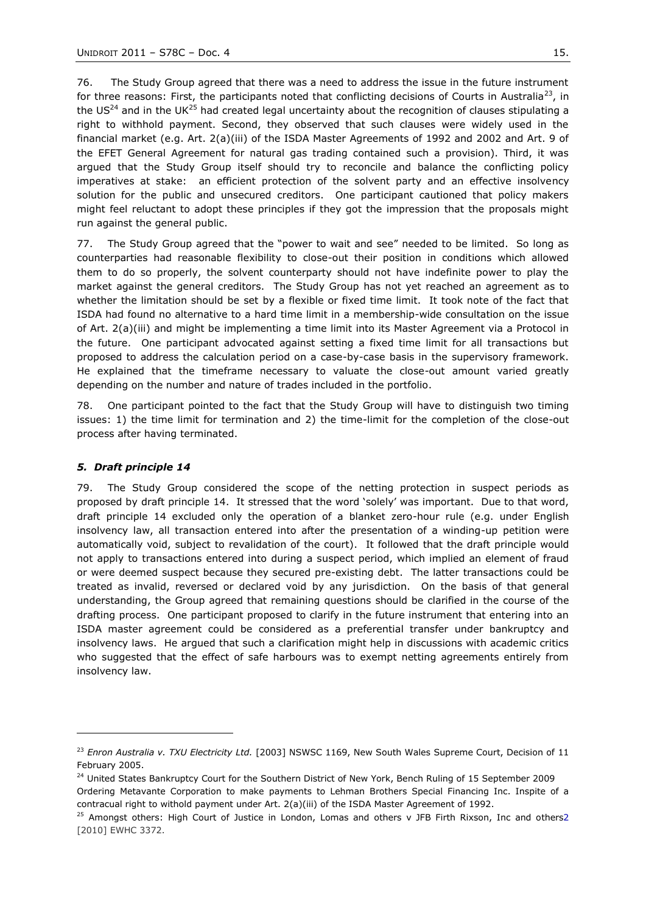76. The Study Group agreed that there was a need to address the issue in the future instrument for three reasons: First, the participants noted that conflicting decisions of Courts in Australia[23], in the US[24] and in the UK[25] had created legal uncertainty about the recognition of clauses stipulating a right to withhold payment. Second, they observed that such clauses were widely used in the financial market (e.g. Art. 2(a)(iii) of the ISDA Master Agreements of 1992 and 2002 and Art. 9 of the EFET General Agreement for natural gas trading contained such a provision). Third, it was argued that the Study Group itself should try to reconcile and balance the conflicting policy imperatives at stake: an efficient protection of the solvent party and an effective insolvency solution for the public and unsecured creditors. One participant cautioned that policy makers might feel reluctant to adopt these principles if they got the impression that the proposals might run against the general public.

77. The Study Group agreed that the "power to wait and see" needed to be limited. So long as counterparties had reasonable flexibility to close-out their position in conditions which allowed them to do so properly, the solvent counterparty should not have indefinite power to play the market against the general creditors. The Study Group has not yet reached an agreement as to whether the limitation should be set by a flexible or fixed time limit. It took note of the fact that ISDA had found no alternative to a hard time limit in a membership-wide consultation on the issue of Art. 2(a)(iii) and might be implementing a time limit into its Master Agreement via a Protocol in the future. One participant advocated against setting a fixed time limit for all transactions but proposed to address the calculation period on a case-by-case basis in the supervisory framework. He explained that the timeframe necessary to valuate the close-out amount varied greatly depending on the number and nature of trades included in the portfolio.

78. One participant pointed to the fact that the Study Group will have to distinguish two timing issues: 1) the time limit for termination and 2) the time-limit for the completion of the close-out process after having terminated.

### *5. Draft principle 14*

79. The Study Group considered the scope of the netting protection in suspect periods as proposed by draft principle 14. It stressed that the word 'solely' was important. Due to that word, draft principle 14 excluded only the operation of a blanket zero-hour rule (e.g. under English insolvency law, all transaction entered into after the presentation of a winding-up petition were automatically void, subject to revalidation of the court). It followed that the draft principle would not apply to transactions entered into during a suspect period, which implied an element of fraud or were deemed suspect because they secured pre-existing debt. The latter transactions could be treated as invalid, reversed or declared void by any jurisdiction. On the basis of that general understanding, the Group agreed that remaining questions should be clarified in the course of the drafting process. One participant proposed to clarify in the future instrument that entering into an ISDA master agreement could be considered as a preferential transfer under bankruptcy and insolvency laws. He argued that such a clarification might help in discussions with academic critics who suggested that the effect of safe harbours was to exempt netting agreements entirely from insolvency law.

---

[23] *Enron Australia v. TXU Electricity Ltd.* [2003] NSWSC 1169, New South Wales Supreme Court, Decision of 11 February 2005.

[24] United States Bankruptcy Court for the Southern District of New York, Bench Ruling of 15 September 2009 Ordering Metavante Corporation to make payments to Lehman Brothers Special Financing Inc. Inspite of a contracual right to withold payment under Art. 2(a)(iii) of the ISDA Master Agreement of 1992.

[25] Amongst others: High Court of Justice in London, Lomas and others v JFB Firth Rixson, Inc and others2 [2010] EWHC 3372.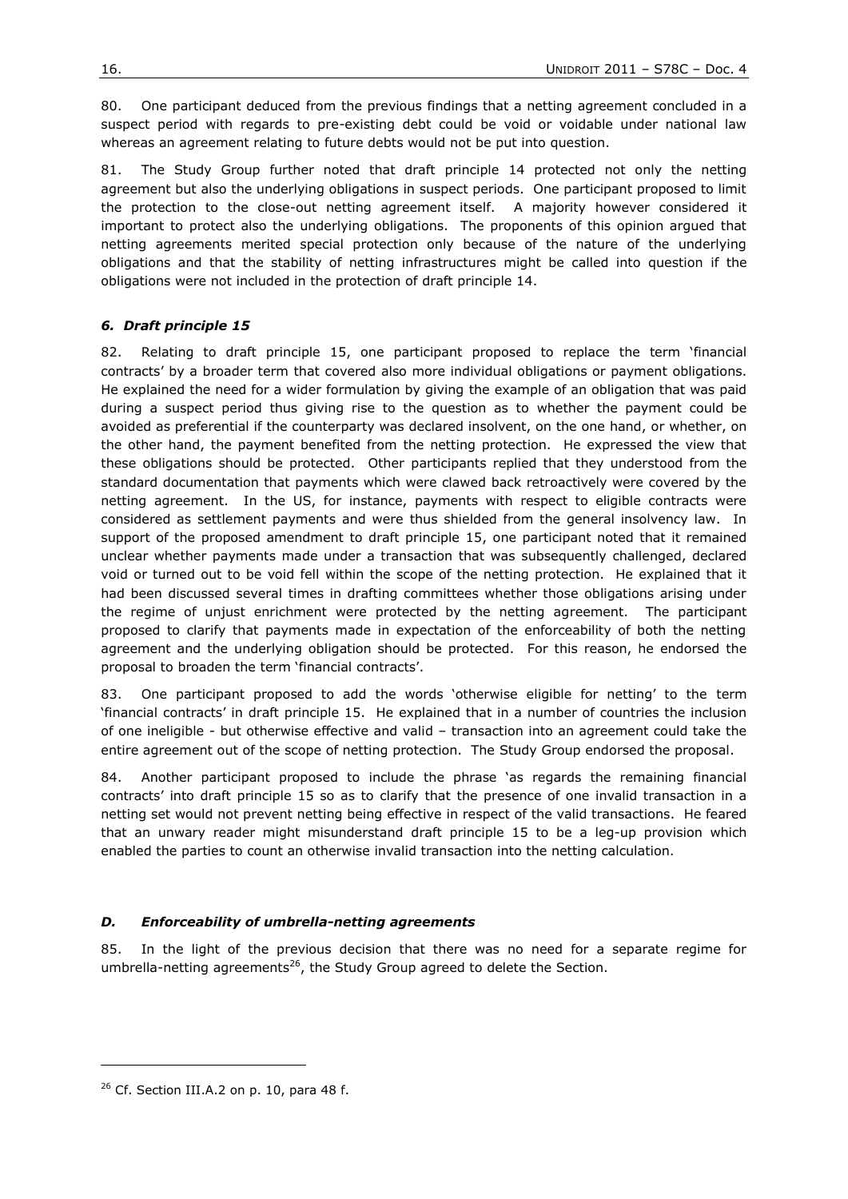80. One participant deduced from the previous findings that a netting agreement concluded in a suspect period with regards to pre-existing debt could be void or voidable under national law whereas an agreement relating to future debts would not be put into question.

81. The Study Group further noted that draft principle 14 protected not only the netting agreement but also the underlying obligations in suspect periods. One participant proposed to limit the protection to the close-out netting agreement itself. A majority however considered it important to protect also the underlying obligations. The proponents of this opinion argued that netting agreements merited special protection only because of the nature of the underlying obligations and that the stability of netting infrastructures might be called into question if the obligations were not included in the protection of draft principle 14.

### *6. Draft principle 15*

82. Relating to draft principle 15, one participant proposed to replace the term 'financial contracts' by a broader term that covered also more individual obligations or payment obligations. He explained the need for a wider formulation by giving the example of an obligation that was paid during a suspect period thus giving rise to the question as to whether the payment could be avoided as preferential if the counterparty was declared insolvent, on the one hand, or whether, on the other hand, the payment benefited from the netting protection. He expressed the view that these obligations should be protected. Other participants replied that they understood from the standard documentation that payments which were clawed back retroactively were covered by the netting agreement. In the US, for instance, payments with respect to eligible contracts were considered as settlement payments and were thus shielded from the general insolvency law. In support of the proposed amendment to draft principle 15, one participant noted that it remained unclear whether payments made under a transaction that was subsequently challenged, declared void or turned out to be void fell within the scope of the netting protection. He explained that it had been discussed several times in drafting committees whether those obligations arising under the regime of unjust enrichment were protected by the netting agreement. The participant proposed to clarify that payments made in expectation of the enforceability of both the netting agreement and the underlying obligation should be protected. For this reason, he endorsed the proposal to broaden the term 'financial contracts'.

83. One participant proposed to add the words 'otherwise eligible for netting' to the term 'financial contracts' in draft principle 15. He explained that in a number of countries the inclusion of one ineligible - but otherwise effective and valid – transaction into an agreement could take the entire agreement out of the scope of netting protection. The Study Group endorsed the proposal.

84. Another participant proposed to include the phrase 'as regards the remaining financial contracts' into draft principle 15 so as to clarify that the presence of one invalid transaction in a netting set would not prevent netting being effective in respect of the valid transactions. He feared that an unwary reader might misunderstand draft principle 15 to be a leg-up provision which enabled the parties to count an otherwise invalid transaction into the netting calculation.

## *D. Enforceability of umbrella-netting agreements*

85. In the light of the previous decision that there was no need for a separate regime for umbrella-netting agreements[26], the Study Group agreed to delete the Section.

---

[26] Cf. Section III.A.2 on p. 10, para 48 f.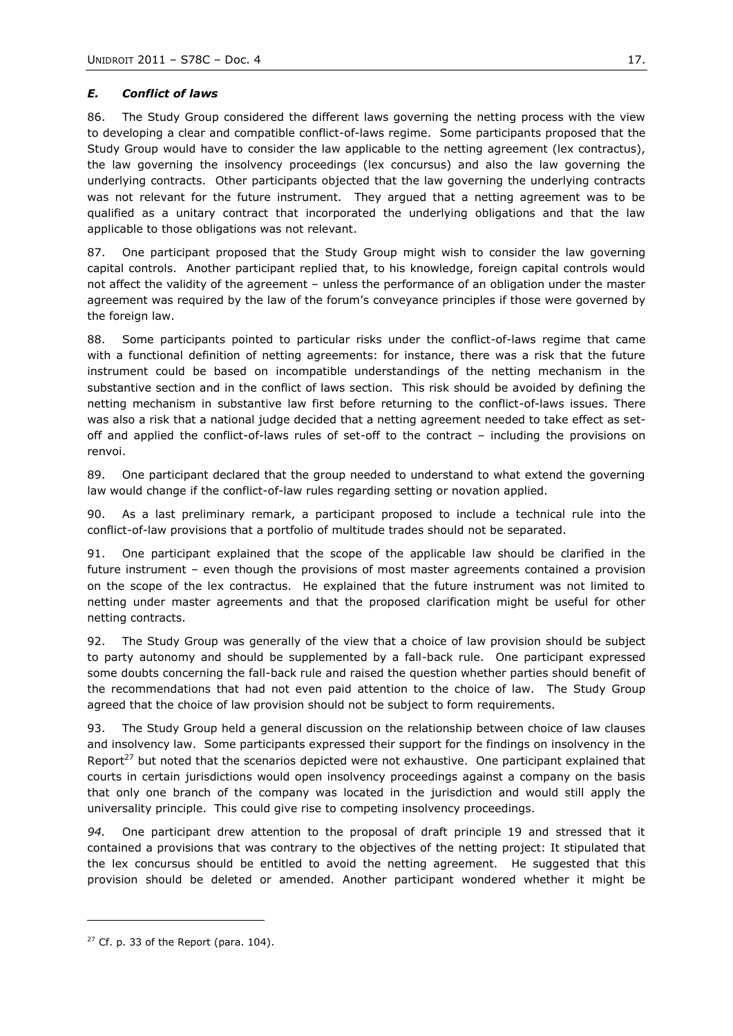### *E. Conflict of laws*

86. The Study Group considered the different laws governing the netting process with the view to developing a clear and compatible conflict-of-laws regime. Some participants proposed that the Study Group would have to consider the law applicable to the netting agreement (lex contractus), the law governing the insolvency proceedings (lex concursus) and also the law governing the underlying contracts. Other participants objected that the law governing the underlying contracts was not relevant for the future instrument. They argued that a netting agreement was to be qualified as a unitary contract that incorporated the underlying obligations and that the law applicable to those obligations was not relevant.

87. One participant proposed that the Study Group might wish to consider the law governing capital controls. Another participant replied that, to his knowledge, foreign capital controls would not affect the validity of the agreement – unless the performance of an obligation under the master agreement was required by the law of the forum's conveyance principles if those were governed by the foreign law.

88. Some participants pointed to particular risks under the conflict-of-laws regime that came with a functional definition of netting agreements: for instance, there was a risk that the future instrument could be based on incompatible understandings of the netting mechanism in the substantive section and in the conflict of laws section. This risk should be avoided by defining the netting mechanism in substantive law first before returning to the conflict-of-laws issues. There was also a risk that a national judge decided that a netting agreement needed to take effect as set-off and applied the conflict-of-laws rules of set-off to the contract – including the provisions on renvoi.

89. One participant declared that the group needed to understand to what extend the governing law would change if the conflict-of-law rules regarding setting or novation applied.

90. As a last preliminary remark, a participant proposed to include a technical rule into the conflict-of-law provisions that a portfolio of multitude trades should not be separated.

91. One participant explained that the scope of the applicable law should be clarified in the future instrument – even though the provisions of most master agreements contained a provision on the scope of the lex contractus. He explained that the future instrument was not limited to netting under master agreements and that the proposed clarification might be useful for other netting contracts.

92. The Study Group was generally of the view that a choice of law provision should be subject to party autonomy and should be supplemented by a fall-back rule. One participant expressed some doubts concerning the fall-back rule and raised the question whether parties should benefit of the recommendations that had not even paid attention to the choice of law. The Study Group agreed that the choice of law provision should not be subject to form requirements.

93. The Study Group held a general discussion on the relationship between choice of law clauses and insolvency law. Some participants expressed their support for the findings on insolvency in the Report[27] but noted that the scenarios depicted were not exhaustive. One participant explained that courts in certain jurisdictions would open insolvency proceedings against a company on the basis that only one branch of the company was located in the jurisdiction and would still apply the universality principle. This could give rise to competing insolvency proceedings.

*94.* One participant drew attention to the proposal of draft principle 19 and stressed that it contained a provisions that was contrary to the objectives of the netting project: It stipulated that the lex concursus should be entitled to avoid the netting agreement. He suggested that this provision should be deleted or amended. Another participant wondered whether it might be

---

[27] Cf. p. 33 of the Report (para. 104).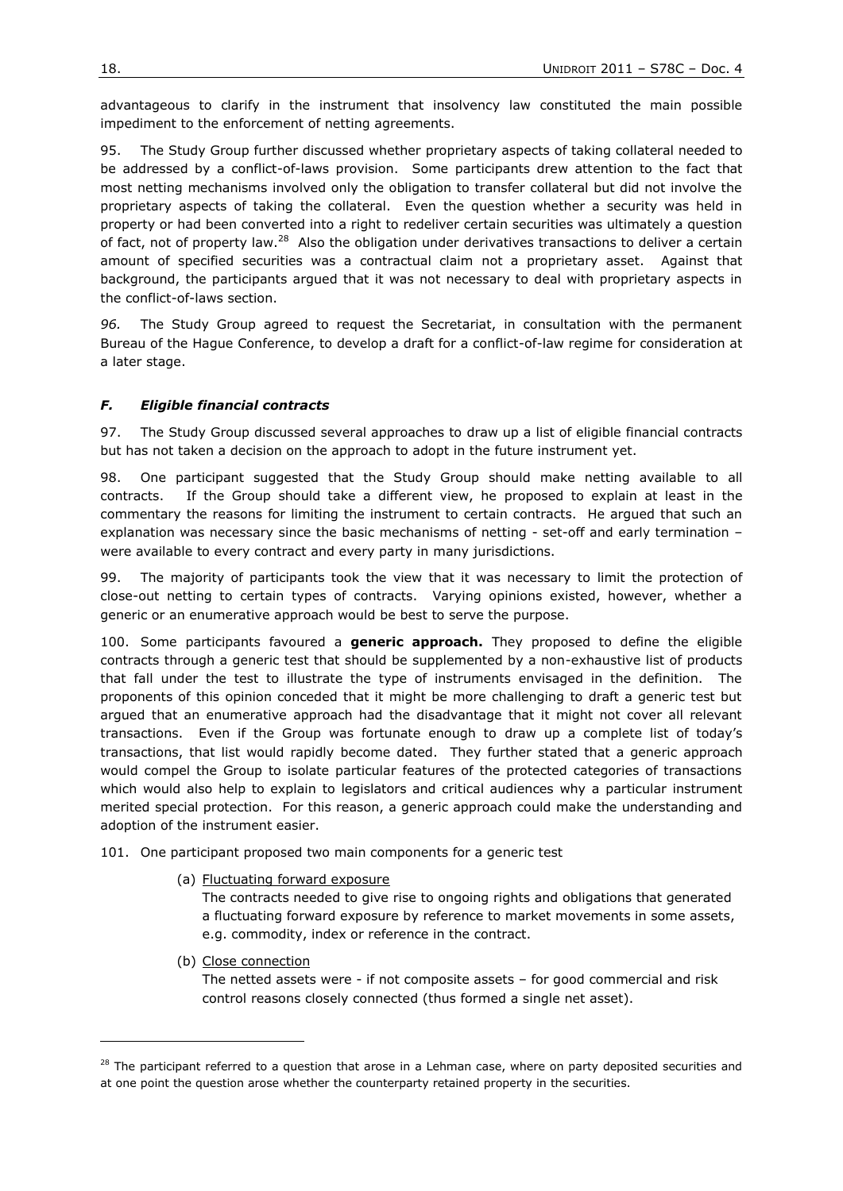advantageous to clarify in the instrument that insolvency law constituted the main possible impediment to the enforcement of netting agreements.

95. The Study Group further discussed whether proprietary aspects of taking collateral needed to be addressed by a conflict-of-laws provision. Some participants drew attention to the fact that most netting mechanisms involved only the obligation to transfer collateral but did not involve the proprietary aspects of taking the collateral. Even the question whether a security was held in property or had been converted into a right to redeliver certain securities was ultimately a question of fact, not of property law.[28] Also the obligation under derivatives transactions to deliver a certain amount of specified securities was a contractual claim not a proprietary asset. Against that background, the participants argued that it was not necessary to deal with proprietary aspects in the conflict-of-laws section.

*96.* The Study Group agreed to request the Secretariat, in consultation with the permanent Bureau of the Hague Conference, to develop a draft for a conflict-of-law regime for consideration at a later stage.

### *F. Eligible financial contracts*

97. The Study Group discussed several approaches to draw up a list of eligible financial contracts but has not taken a decision on the approach to adopt in the future instrument yet.

98. One participant suggested that the Study Group should make netting available to all contracts. If the Group should take a different view, he proposed to explain at least in the commentary the reasons for limiting the instrument to certain contracts. He argued that such an explanation was necessary since the basic mechanisms of netting - set-off and early termination – were available to every contract and every party in many jurisdictions.

99. The majority of participants took the view that it was necessary to limit the protection of close-out netting to certain types of contracts. Varying opinions existed, however, whether a generic or an enumerative approach would be best to serve the purpose.

100. Some participants favoured a **generic approach.** They proposed to define the eligible contracts through a generic test that should be supplemented by a non-exhaustive list of products that fall under the test to illustrate the type of instruments envisaged in the definition. The proponents of this opinion conceded that it might be more challenging to draft a generic test but argued that an enumerative approach had the disadvantage that it might not cover all relevant transactions. Even if the Group was fortunate enough to draw up a complete list of today's transactions, that list would rapidly become dated. They further stated that a generic approach would compel the Group to isolate particular features of the protected categories of transactions which would also help to explain to legislators and critical audiences why a particular instrument merited special protection. For this reason, a generic approach could make the understanding and adoption of the instrument easier.

101. One participant proposed two main components for a generic test

(a) Fluctuating forward exposure

The contracts needed to give rise to ongoing rights and obligations that generated a fluctuating forward exposure by reference to market movements in some assets, e.g. commodity, index or reference in the contract.

(b) Close connection

The netted assets were - if not composite assets – for good commercial and risk control reasons closely connected (thus formed a single net asset).

---

[28] The participant referred to a question that arose in a Lehman case, where on party deposited securities and at one point the question arose whether the counterparty retained property in the securities.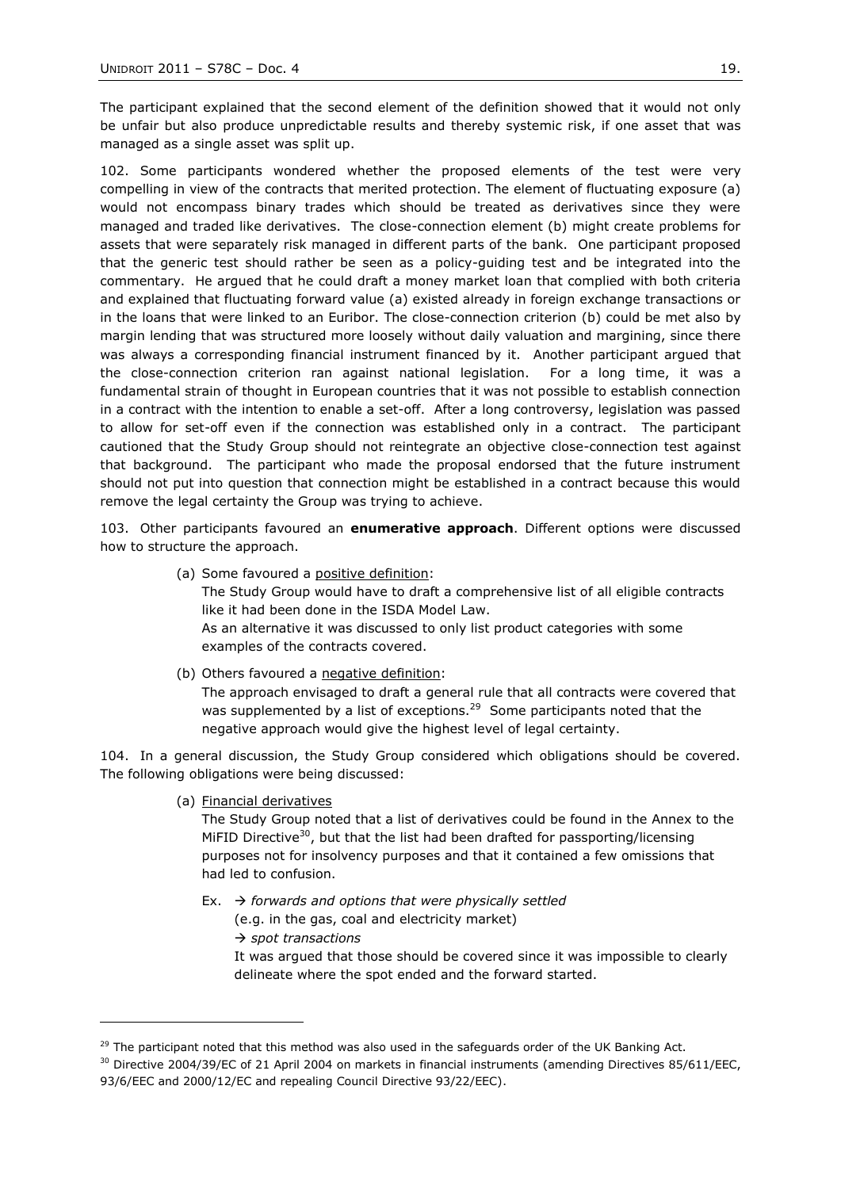The participant explained that the second element of the definition showed that it would not only be unfair but also produce unpredictable results and thereby systemic risk, if one asset that was managed as a single asset was split up.

102. Some participants wondered whether the proposed elements of the test were very compelling in view of the contracts that merited protection. The element of fluctuating exposure (a) would not encompass binary trades which should be treated as derivatives since they were managed and traded like derivatives. The close-connection element (b) might create problems for assets that were separately risk managed in different parts of the bank. One participant proposed that the generic test should rather be seen as a policy-guiding test and be integrated into the commentary. He argued that he could draft a money market loan that complied with both criteria and explained that fluctuating forward value (a) existed already in foreign exchange transactions or in the loans that were linked to an Euribor. The close-connection criterion (b) could be met also by margin lending that was structured more loosely without daily valuation and margining, since there was always a corresponding financial instrument financed by it. Another participant argued that the close-connection criterion ran against national legislation. For a long time, it was a fundamental strain of thought in European countries that it was not possible to establish connection in a contract with the intention to enable a set-off. After a long controversy, legislation was passed to allow for set-off even if the connection was established only in a contract. The participant cautioned that the Study Group should not reintegrate an objective close-connection test against that background. The participant who made the proposal endorsed that the future instrument should not put into question that connection might be established in a contract because this would remove the legal certainty the Group was trying to achieve.

103. Other participants favoured an **enumerative approach**. Different options were discussed how to structure the approach.

(a) Some favoured a positive definition:
The Study Group would have to draft a comprehensive list of all eligible contracts like it had been done in the ISDA Model Law.
As an alternative it was discussed to only list product categories with some examples of the contracts covered.

(b) Others favoured a negative definition:
The approach envisaged to draft a general rule that all contracts were covered that was supplemented by a list of exceptions.[29] Some participants noted that the negative approach would give the highest level of legal certainty.

104. In a general discussion, the Study Group considered which obligations should be covered. The following obligations were being discussed:

(a) Financial derivatives
The Study Group noted that a list of derivatives could be found in the Annex to the MiFID Directive[30], but that the list had been drafted for passporting/licensing purposes not for insolvency purposes and that it contained a few omissions that had led to confusion.

Ex. → *forwards and options that were physically settled*
(e.g. in the gas, coal and electricity market)
→ *spot transactions*
It was argued that those should be covered since it was impossible to clearly delineate where the spot ended and the forward started.

---

[29] The participant noted that this method was also used in the safeguards order of the UK Banking Act.

[30] Directive 2004/39/EC of 21 April 2004 on markets in financial instruments (amending Directives 85/611/EEC, 93/6/EEC and 2000/12/EC and repealing Council Directive 93/22/EEC).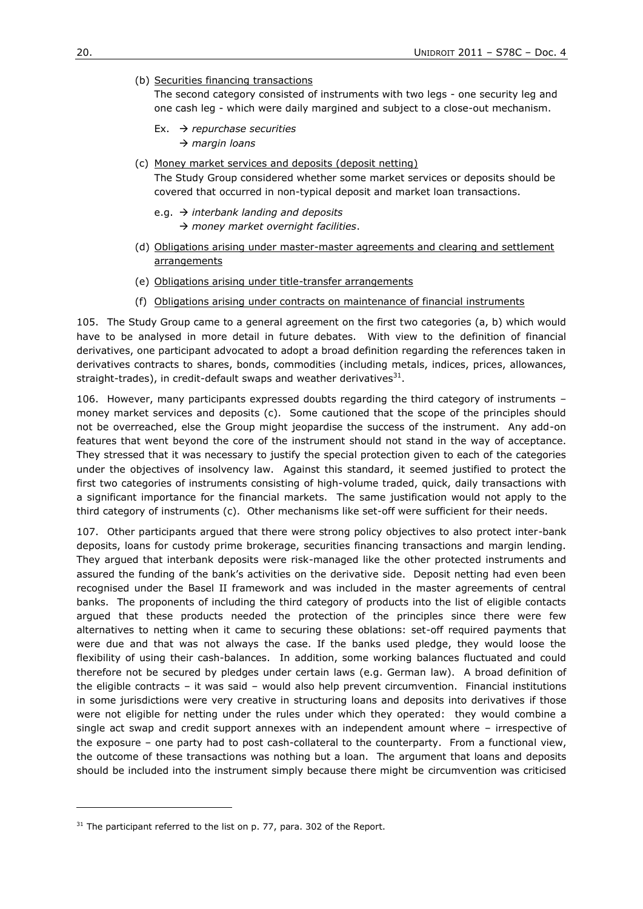(b) <u>Securities financing transactions</u>

The second category consisted of instruments with two legs - one security leg and one cash leg - which were daily margined and subject to a close-out mechanism.

Ex. → *repurchase securities*
→ *margin loans*

(c) <u>Money market services and deposits (deposit netting)</u>

The Study Group considered whether some market services or deposits should be covered that occurred in non-typical deposit and market loan transactions.

e.g. → *interbank landing and deposits*
→ *money market overnight facilities*.

(d) <u>Obligations arising under master-master agreements and clearing and settlement arrangements</u>

(e) <u>Obligations arising under title-transfer arrangements</u>

(f) <u>Obligations arising under contracts on maintenance of financial instruments</u>

105. The Study Group came to a general agreement on the first two categories (a, b) which would have to be analysed in more detail in future debates. With view to the definition of financial derivatives, one participant advocated to adopt a broad definition regarding the references taken in derivatives contracts to shares, bonds, commodities (including metals, indices, prices, allowances, straight-trades), in credit-default swaps and weather derivatives[31].

106. However, many participants expressed doubts regarding the third category of instruments – money market services and deposits (c). Some cautioned that the scope of the principles should not be overreached, else the Group might jeopardise the success of the instrument. Any add-on features that went beyond the core of the instrument should not stand in the way of acceptance. They stressed that it was necessary to justify the special protection given to each of the categories under the objectives of insolvency law. Against this standard, it seemed justified to protect the first two categories of instruments consisting of high-volume traded, quick, daily transactions with a significant importance for the financial markets. The same justification would not apply to the third category of instruments (c). Other mechanisms like set-off were sufficient for their needs.

107. Other participants argued that there were strong policy objectives to also protect inter-bank deposits, loans for custody prime brokerage, securities financing transactions and margin lending. They argued that interbank deposits were risk-managed like the other protected instruments and assured the funding of the bank's activities on the derivative side. Deposit netting had even been recognised under the Basel II framework and was included in the master agreements of central banks. The proponents of including the third category of products into the list of eligible contacts argued that these products needed the protection of the principles since there were few alternatives to netting when it came to securing these oblations: set-off required payments that were due and that was not always the case. If the banks used pledge, they would loose the flexibility of using their cash-balances. In addition, some working balances fluctuated and could therefore not be secured by pledges under certain laws (e.g. German law). A broad definition of the eligible contracts – it was said – would also help prevent circumvention. Financial institutions in some jurisdictions were very creative in structuring loans and deposits into derivatives if those were not eligible for netting under the rules under which they operated: they would combine a single act swap and credit support annexes with an independent amount where – irrespective of the exposure – one party had to post cash-collateral to the counterparty. From a functional view, the outcome of these transactions was nothing but a loan. The argument that loans and deposits should be included into the instrument simply because there might be circumvention was criticised

---

[31] The participant referred to the list on p. 77, para. 302 of the Report.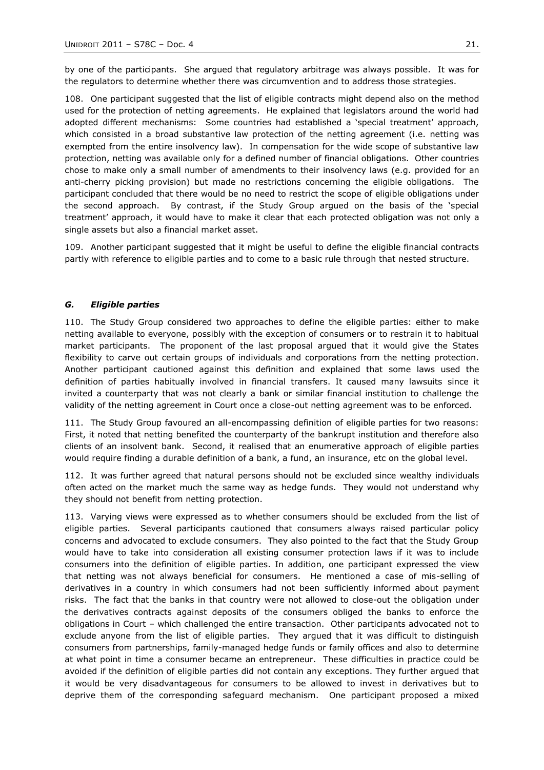by one of the participants. She argued that regulatory arbitrage was always possible. It was for the regulators to determine whether there was circumvention and to address those strategies.

108. One participant suggested that the list of eligible contracts might depend also on the method used for the protection of netting agreements. He explained that legislators around the world had adopted different mechanisms: Some countries had established a 'special treatment' approach, which consisted in a broad substantive law protection of the netting agreement (i.e. netting was exempted from the entire insolvency law). In compensation for the wide scope of substantive law protection, netting was available only for a defined number of financial obligations. Other countries chose to make only a small number of amendments to their insolvency laws (e.g. provided for an anti-cherry picking provision) but made no restrictions concerning the eligible obligations. The participant concluded that there would be no need to restrict the scope of eligible obligations under the second approach. By contrast, if the Study Group argued on the basis of the 'special treatment' approach, it would have to make it clear that each protected obligation was not only a single assets but also a financial market asset.

109. Another participant suggested that it might be useful to define the eligible financial contracts partly with reference to eligible parties and to come to a basic rule through that nested structure.

### *G. Eligible parties*

110. The Study Group considered two approaches to define the eligible parties: either to make netting available to everyone, possibly with the exception of consumers or to restrain it to habitual market participants. The proponent of the last proposal argued that it would give the States flexibility to carve out certain groups of individuals and corporations from the netting protection. Another participant cautioned against this definition and explained that some laws used the definition of parties habitually involved in financial transfers. It caused many lawsuits since it invited a counterparty that was not clearly a bank or similar financial institution to challenge the validity of the netting agreement in Court once a close-out netting agreement was to be enforced.

111. The Study Group favoured an all-encompassing definition of eligible parties for two reasons: First, it noted that netting benefited the counterparty of the bankrupt institution and therefore also clients of an insolvent bank. Second, it realised that an enumerative approach of eligible parties would require finding a durable definition of a bank, a fund, an insurance, etc on the global level.

112. It was further agreed that natural persons should not be excluded since wealthy individuals often acted on the market much the same way as hedge funds. They would not understand why they should not benefit from netting protection.

113. Varying views were expressed as to whether consumers should be excluded from the list of eligible parties. Several participants cautioned that consumers always raised particular policy concerns and advocated to exclude consumers. They also pointed to the fact that the Study Group would have to take into consideration all existing consumer protection laws if it was to include consumers into the definition of eligible parties. In addition, one participant expressed the view that netting was not always beneficial for consumers. He mentioned a case of mis-selling of derivatives in a country in which consumers had not been sufficiently informed about payment risks. The fact that the banks in that country were not allowed to close-out the obligation under the derivatives contracts against deposits of the consumers obliged the banks to enforce the obligations in Court – which challenged the entire transaction. Other participants advocated not to exclude anyone from the list of eligible parties. They argued that it was difficult to distinguish consumers from partnerships, family-managed hedge funds or family offices and also to determine at what point in time a consumer became an entrepreneur. These difficulties in practice could be avoided if the definition of eligible parties did not contain any exceptions. They further argued that it would be very disadvantageous for consumers to be allowed to invest in derivatives but to deprive them of the corresponding safeguard mechanism. One participant proposed a mixed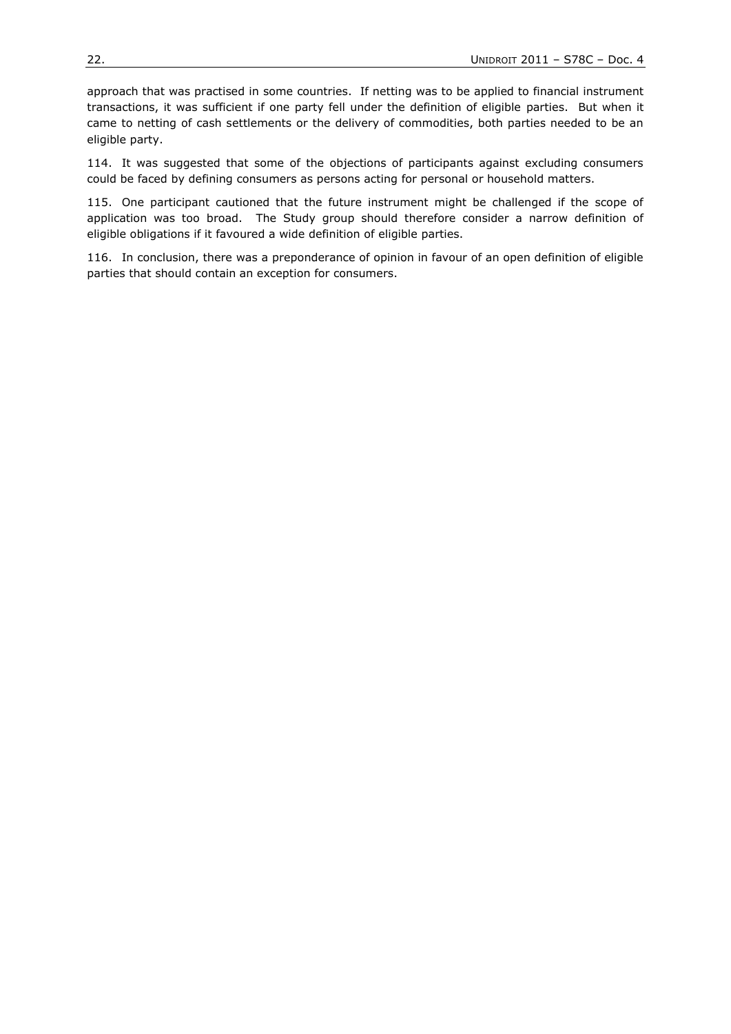approach that was practised in some countries. If netting was to be applied to financial instrument transactions, it was sufficient if one party fell under the definition of eligible parties. But when it came to netting of cash settlements or the delivery of commodities, both parties needed to be an eligible party.

114. It was suggested that some of the objections of participants against excluding consumers could be faced by defining consumers as persons acting for personal or household matters.

115. One participant cautioned that the future instrument might be challenged if the scope of application was too broad. The Study group should therefore consider a narrow definition of eligible obligations if it favoured a wide definition of eligible parties.

116. In conclusion, there was a preponderance of opinion in favour of an open definition of eligible parties that should contain an exception for consumers.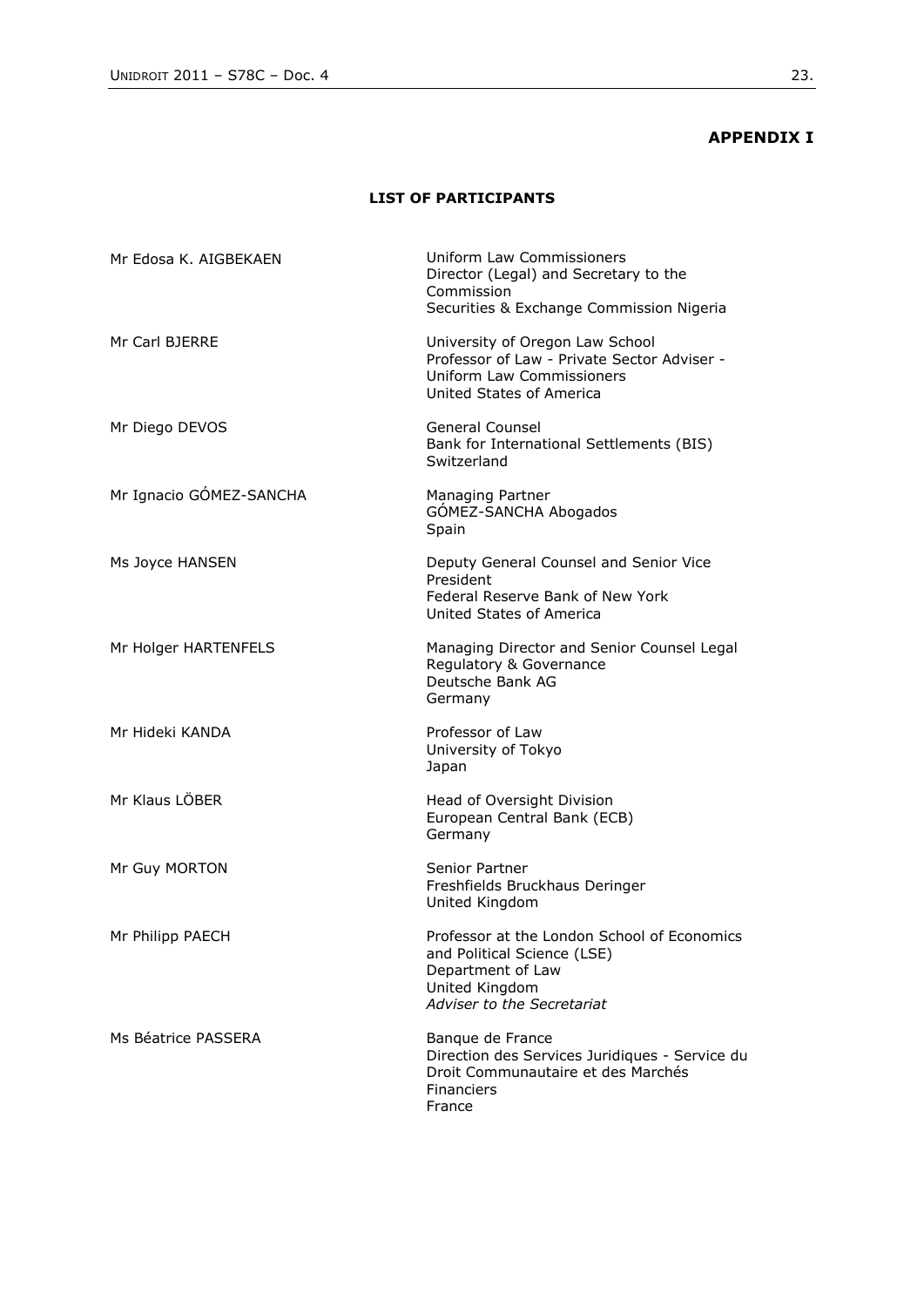**APPENDIX I**

**LIST OF PARTICIPANTS**

| | |
|---|---|
| Mr Edosa K. AIGBEKAEN | Uniform Law Commissioners<br>Director (Legal) and Secretary to the Commission<br>Securities & Exchange Commission Nigeria |
| Mr Carl BJERRE | University of Oregon Law School<br>Professor of Law - Private Sector Adviser - Uniform Law Commissioners<br>United States of America |
| Mr Diego DEVOS | General Counsel<br>Bank for International Settlements (BIS)<br>Switzerland |
| Mr Ignacio GÓMEZ-SANCHA | Managing Partner<br>GÓMEZ-SANCHA Abogados<br>Spain |
| Ms Joyce HANSEN | Deputy General Counsel and Senior Vice President<br>Federal Reserve Bank of New York<br>United States of America |
| Mr Holger HARTENFELS | Managing Director and Senior Counsel Legal Regulatory & Governance<br>Deutsche Bank AG<br>Germany |
| Mr Hideki KANDA | Professor of Law<br>University of Tokyo<br>Japan |
| Mr Klaus LÖBER | Head of Oversight Division<br>European Central Bank (ECB)<br>Germany |
| Mr Guy MORTON | Senior Partner<br>Freshfields Bruckhaus Deringer<br>United Kingdom |
| Mr Philipp PAECH | Professor at the London School of Economics and Political Science (LSE)<br>Department of Law<br>United Kingdom<br>*Adviser to the Secretariat* |
| Ms Béatrice PASSERA | Banque de France<br>Direction des Services Juridiques - Service du Droit Communautaire et des Marchés Financiers<br>France |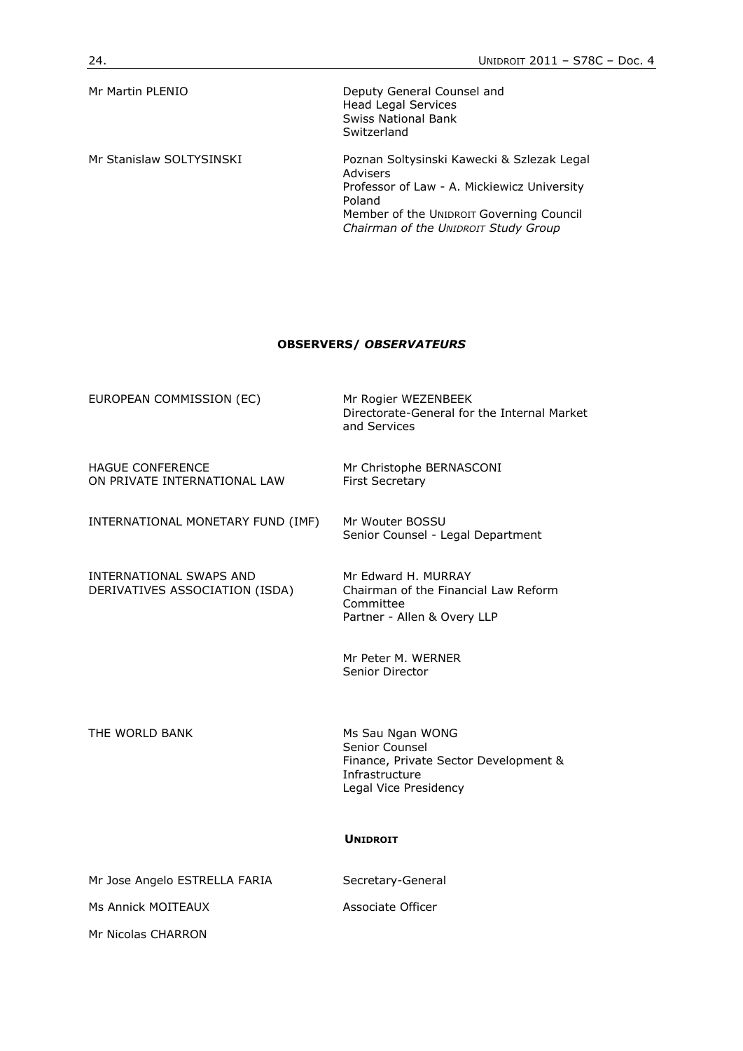| | |
|---|---|
| Mr Martin PLENIO | Deputy General Counsel and Head Legal Services Swiss National Bank Switzerland |
| Mr Stanislaw SOLTYSINSKI | Poznan Soltysinski Kawecki & Szlezak Legal Advisers Professor of Law - A. Mickiewicz University Poland Member of the UNIDROIT Governing Council *Chairman of the UNIDROIT Study Group* |

## OBSERVERS/ *OBSERVATEURS*

| | |
|---|---|
| EUROPEAN COMMISSION (EC) | Mr Rogier WEZENBEEK Directorate-General for the Internal Market and Services |
| HAGUE CONFERENCE ON PRIVATE INTERNATIONAL LAW | Mr Christophe BERNASCONI First Secretary |
| INTERNATIONAL MONETARY FUND (IMF) | Mr Wouter BOSSU Senior Counsel - Legal Department |
| INTERNATIONAL SWAPS AND DERIVATIVES ASSOCIATION (ISDA) | Mr Edward H. MURRAY Chairman of the Financial Law Reform Committee Partner - Allen & Overy LLP |
| | Mr Peter M. WERNER Senior Director |
| THE WORLD BANK | Ms Sau Ngan WONG Senior Counsel Finance, Private Sector Development & Infrastructure Legal Vice Presidency |

**UNIDROIT**

| | |
|---|---|
| Mr Jose Angelo ESTRELLA FARIA | Secretary-General |
| Ms Annick MOITEAUX | Associate Officer |
| Mr Nicolas CHARRON | |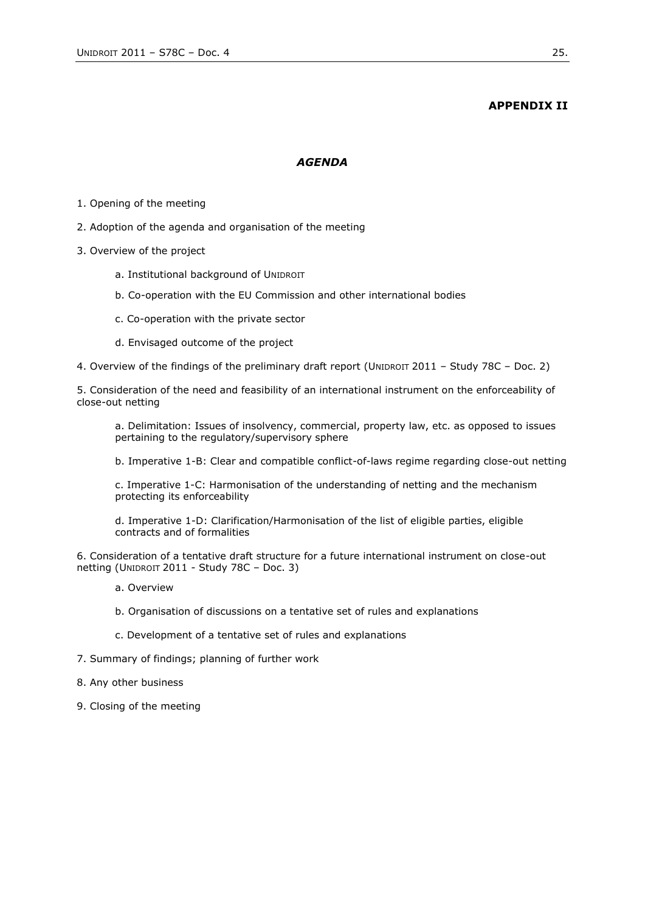**APPENDIX II**

***AGENDA***

1. Opening of the meeting

2. Adoption of the agenda and organisation of the meeting

3. Overview of the project

   a. Institutional background of UNIDROIT

   b. Co-operation with the EU Commission and other international bodies

   c. Co-operation with the private sector

   d. Envisaged outcome of the project

4. Overview of the findings of the preliminary draft report (UNIDROIT 2011 – Study 78C – Doc. 2)

5. Consideration of the need and feasibility of an international instrument on the enforceability of close-out netting

   a. Delimitation: Issues of insolvency, commercial, property law, etc. as opposed to issues pertaining to the regulatory/supervisory sphere

   b. Imperative 1-B: Clear and compatible conflict-of-laws regime regarding close-out netting

   c. Imperative 1-C: Harmonisation of the understanding of netting and the mechanism protecting its enforceability

   d. Imperative 1-D: Clarification/Harmonisation of the list of eligible parties, eligible contracts and of formalities

6. Consideration of a tentative draft structure for a future international instrument on close-out netting (UNIDROIT 2011 - Study 78C – Doc. 3)

   a. Overview

   b. Organisation of discussions on a tentative set of rules and explanations

   c. Development of a tentative set of rules and explanations

7. Summary of findings; planning of further work

8. Any other business

9. Closing of the meeting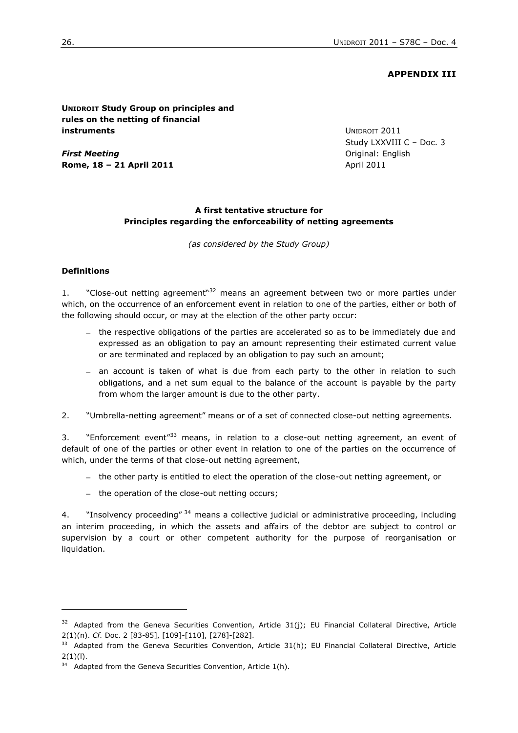## APPENDIX III

**UNIDROIT Study Group on principles and rules on the netting of financial instruments**

*First Meeting*
**Rome, 18 – 21 April 2011**

UNIDROIT 2011
Study LXXVIII C – Doc. 3
Original: English
April 2011

### A first tentative structure for Principles regarding the enforceability of netting agreements

*(as considered by the Study Group)*

**Definitions**

1. "Close-out netting agreement"[32] means an agreement between two or more parties under which, on the occurrence of an enforcement event in relation to one of the parties, either or both of the following should occur, or may at the election of the other party occur:

- the respective obligations of the parties are accelerated so as to be immediately due and expressed as an obligation to pay an amount representing their estimated current value or are terminated and replaced by an obligation to pay such an amount;
- an account is taken of what is due from each party to the other in relation to such obligations, and a net sum equal to the balance of the account is payable by the party from whom the larger amount is due to the other party.

2. "Umbrella-netting agreement" means or of a set of connected close-out netting agreements.

3. "Enforcement event"[33] means, in relation to a close-out netting agreement, an event of default of one of the parties or other event in relation to one of the parties on the occurrence of which, under the terms of that close-out netting agreement,

- the other party is entitled to elect the operation of the close-out netting agreement, or
- the operation of the close-out netting occurs;

4. "Insolvency proceeding" [34] means a collective judicial or administrative proceeding, including an interim proceeding, in which the assets and affairs of the debtor are subject to control or supervision by a court or other competent authority for the purpose of reorganisation or liquidation.

---

[32] Adapted from the Geneva Securities Convention, Article 31(j); EU Financial Collateral Directive, Article 2(1)(n). *Cf.* Doc. 2 [83-85], [109]-[110], [278]-[282].

[33] Adapted from the Geneva Securities Convention, Article 31(h); EU Financial Collateral Directive, Article 2(1)(l).

[34] Adapted from the Geneva Securities Convention, Article 1(h).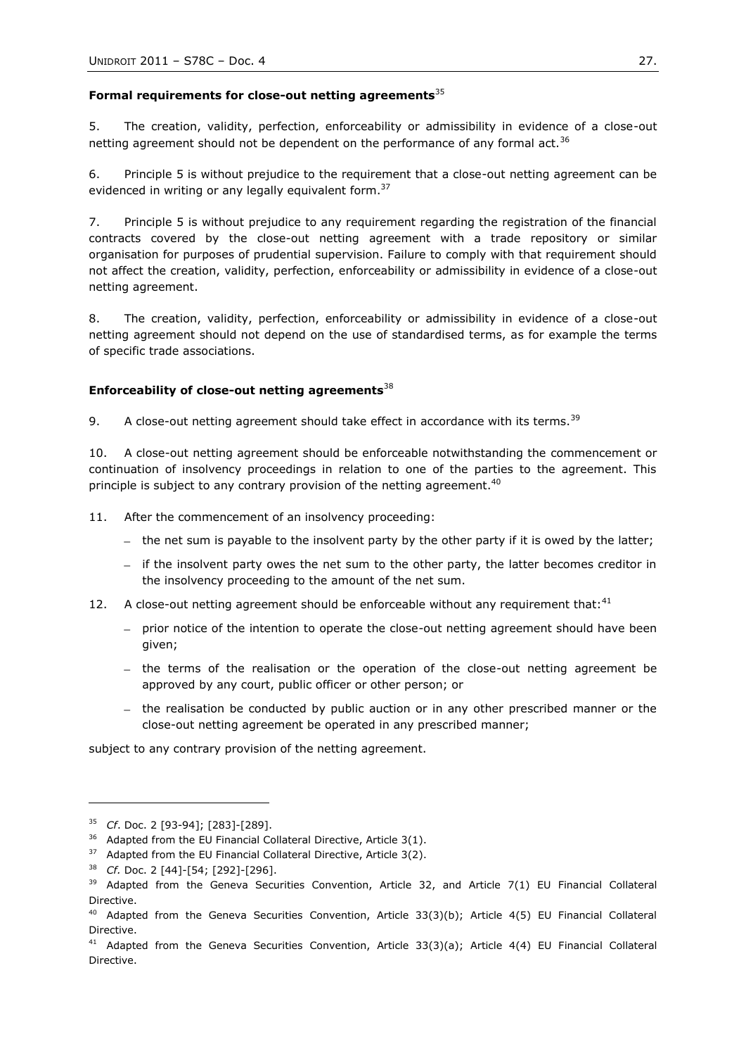**Formal requirements for close-out netting agreements**[35]

5. The creation, validity, perfection, enforceability or admissibility in evidence of a close-out netting agreement should not be dependent on the performance of any formal act.[36]

6. Principle 5 is without prejudice to the requirement that a close-out netting agreement can be evidenced in writing or any legally equivalent form.[37]

7. Principle 5 is without prejudice to any requirement regarding the registration of the financial contracts covered by the close-out netting agreement with a trade repository or similar organisation for purposes of prudential supervision. Failure to comply with that requirement should not affect the creation, validity, perfection, enforceability or admissibility in evidence of a close-out netting agreement.

8. The creation, validity, perfection, enforceability or admissibility in evidence of a close-out netting agreement should not depend on the use of standardised terms, as for example the terms of specific trade associations.

**Enforceability of close-out netting agreements**[38]

9. A close-out netting agreement should take effect in accordance with its terms.[39]

10. A close-out netting agreement should be enforceable notwithstanding the commencement or continuation of insolvency proceedings in relation to one of the parties to the agreement. This principle is subject to any contrary provision of the netting agreement.[40]

11. After the commencement of an insolvency proceeding:

- the net sum is payable to the insolvent party by the other party if it is owed by the latter;
- if the insolvent party owes the net sum to the other party, the latter becomes creditor in the insolvency proceeding to the amount of the net sum.

12. A close-out netting agreement should be enforceable without any requirement that:[41]

- prior notice of the intention to operate the close-out netting agreement should have been given;
- the terms of the realisation or the operation of the close-out netting agreement be approved by any court, public officer or other person; or
- the realisation be conducted by public auction or in any other prescribed manner or the close-out netting agreement be operated in any prescribed manner;

subject to any contrary provision of the netting agreement.

---

[35] *Cf*. Doc. 2 [93-94]; [283]-[289].

[36] Adapted from the EU Financial Collateral Directive, Article 3(1).

[37] Adapted from the EU Financial Collateral Directive, Article 3(2).

[38] *Cf.* Doc. 2 [44]-[54; [292]-[296].

[39] Adapted from the Geneva Securities Convention, Article 32, and Article 7(1) EU Financial Collateral Directive.

[40] Adapted from the Geneva Securities Convention, Article 33(3)(b); Article 4(5) EU Financial Collateral Directive.

[41] Adapted from the Geneva Securities Convention, Article 33(3)(a); Article 4(4) EU Financial Collateral Directive.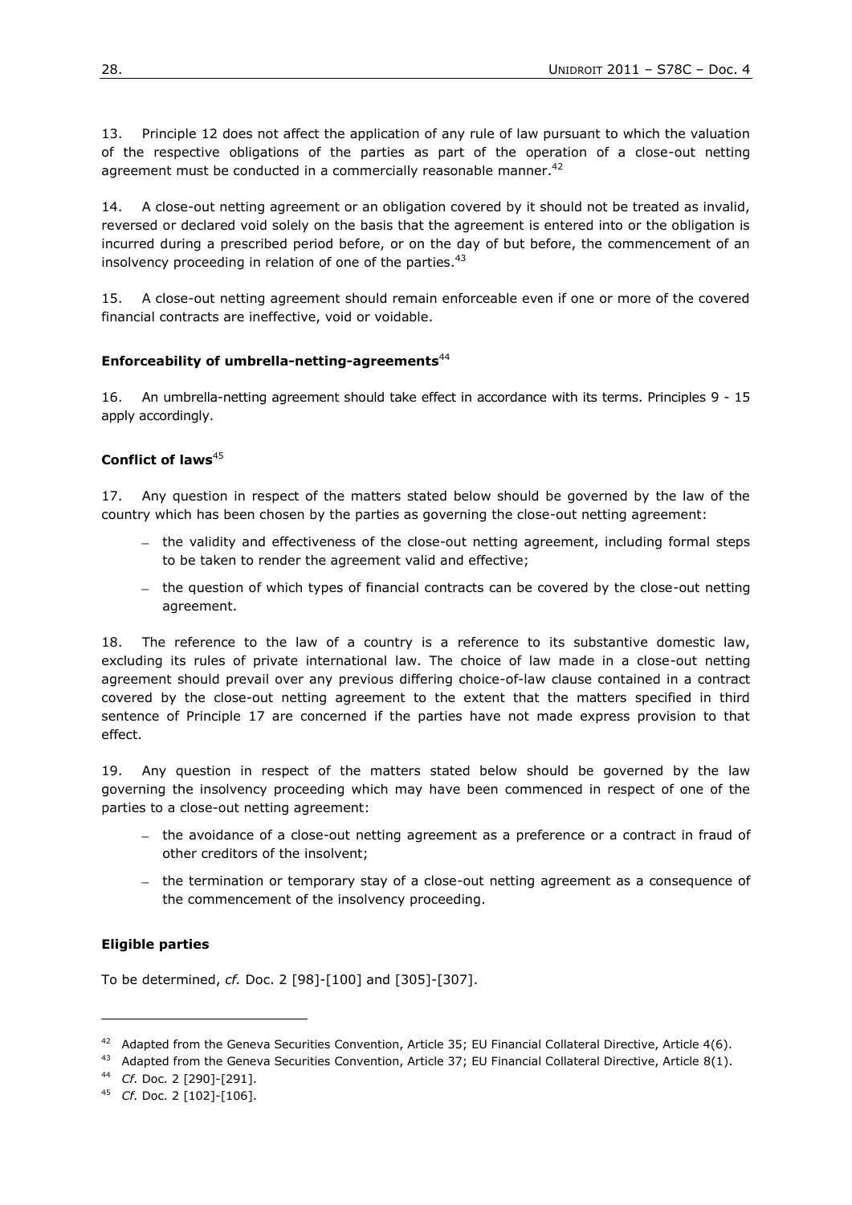13. Principle 12 does not affect the application of any rule of law pursuant to which the valuation of the respective obligations of the parties as part of the operation of a close-out netting agreement must be conducted in a commercially reasonable manner.[42]

14. A close-out netting agreement or an obligation covered by it should not be treated as invalid, reversed or declared void solely on the basis that the agreement is entered into or the obligation is incurred during a prescribed period before, or on the day of but before, the commencement of an insolvency proceeding in relation of one of the parties.[43]

15. A close-out netting agreement should remain enforceable even if one or more of the covered financial contracts are ineffective, void or voidable.

**Enforceability of umbrella-netting-agreements**[44]

16. An umbrella-netting agreement should take effect in accordance with its terms. Principles 9 - 15 apply accordingly.

**Conflict of laws**[45]

17. Any question in respect of the matters stated below should be governed by the law of the country which has been chosen by the parties as governing the close-out netting agreement:

- the validity and effectiveness of the close-out netting agreement, including formal steps to be taken to render the agreement valid and effective;
- the question of which types of financial contracts can be covered by the close-out netting agreement.

18. The reference to the law of a country is a reference to its substantive domestic law, excluding its rules of private international law. The choice of law made in a close-out netting agreement should prevail over any previous differing choice-of-law clause contained in a contract covered by the close-out netting agreement to the extent that the matters specified in third sentence of Principle 17 are concerned if the parties have not made express provision to that effect.

19. Any question in respect of the matters stated below should be governed by the law governing the insolvency proceeding which may have been commenced in respect of one of the parties to a close-out netting agreement:

- the avoidance of a close-out netting agreement as a preference or a contract in fraud of other creditors of the insolvent;
- the termination or temporary stay of a close-out netting agreement as a consequence of the commencement of the insolvency proceeding.

**Eligible parties**

To be determined, *cf.* Doc. 2 [98]-[100] and [305]-[307].

---

[42] Adapted from the Geneva Securities Convention, Article 35; EU Financial Collateral Directive, Article 4(6).

[43] Adapted from the Geneva Securities Convention, Article 37; EU Financial Collateral Directive, Article 8(1).

[44] *Cf.* Doc. 2 [290]-[291].

[45] *Cf.* Doc. 2 [102]-[106].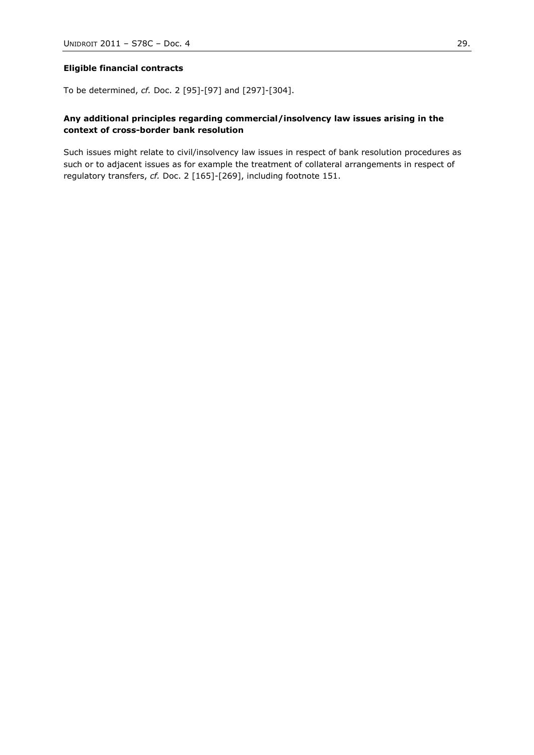**Eligible financial contracts**

To be determined, *cf.* Doc. 2 [95]-[97] and [297]-[304].

**Any additional principles regarding commercial/insolvency law issues arising in the context of cross-border bank resolution**

Such issues might relate to civil/insolvency law issues in respect of bank resolution procedures as such or to adjacent issues as for example the treatment of collateral arrangements in respect of regulatory transfers, *cf.* Doc. 2 [165]-[269], including footnote 151.